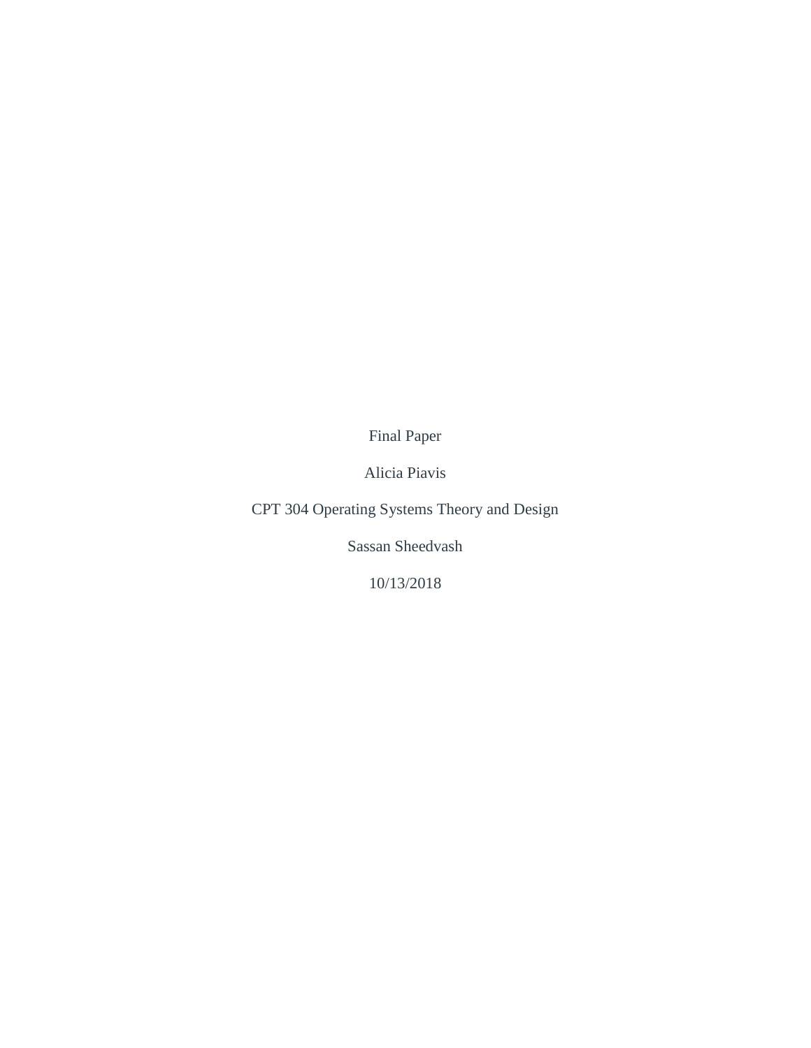Final Paper

Alicia Piavis

CPT 304 Operating Systems Theory and Design

Sassan Sheedvash

10/13/2018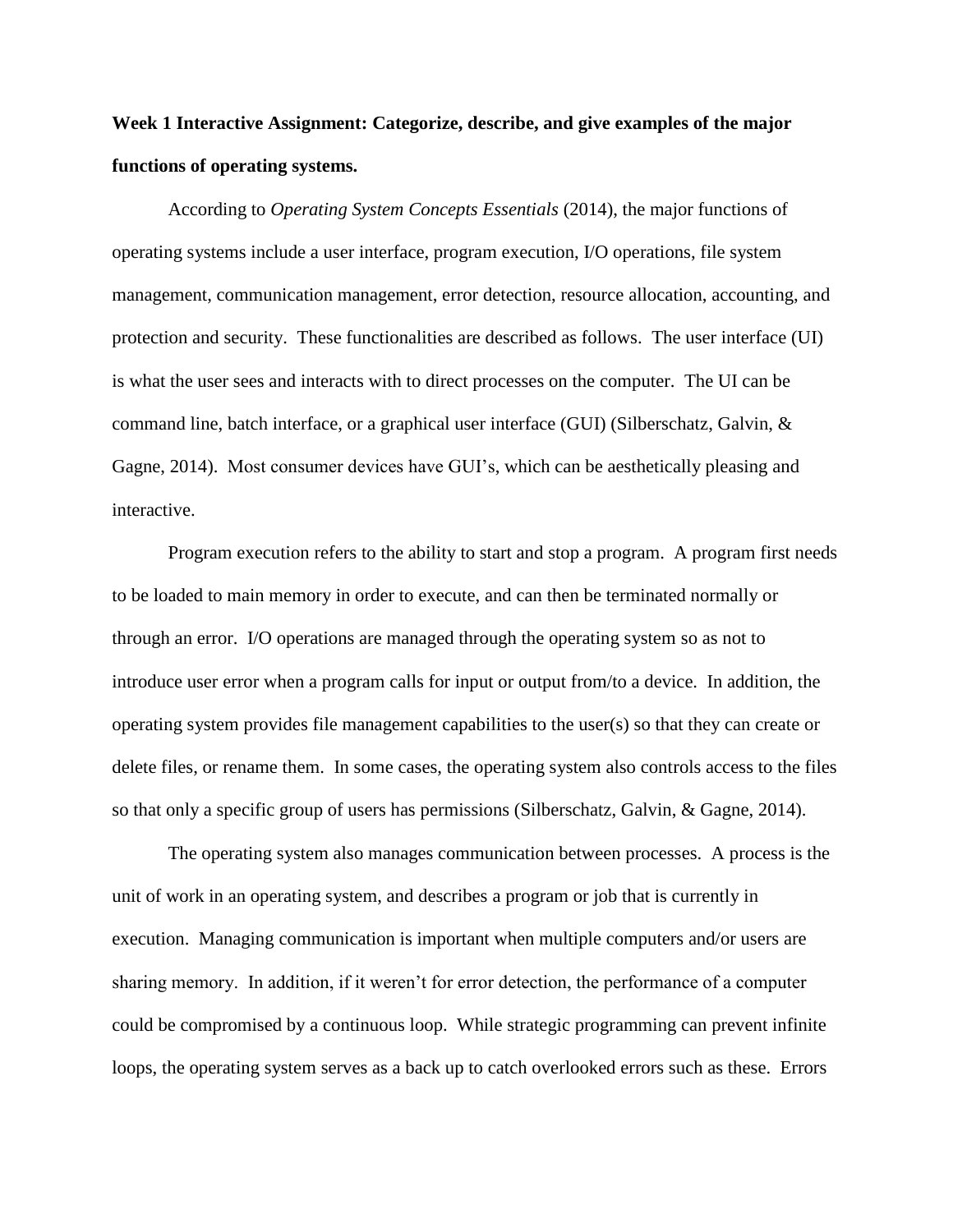**Week 1 Interactive Assignment: Categorize, describe, and give examples of the major functions of operating systems.**

According to *Operating System Concepts Essentials* (2014), the major functions of operating systems include a user interface, program execution, I/O operations, file system management, communication management, error detection, resource allocation, accounting, and protection and security. These functionalities are described as follows. The user interface (UI) is what the user sees and interacts with to direct processes on the computer. The UI can be command line, batch interface, or a graphical user interface (GUI) (Silberschatz, Galvin, & Gagne, 2014). Most consumer devices have GUI's, which can be aesthetically pleasing and interactive.

Program execution refers to the ability to start and stop a program. A program first needs to be loaded to main memory in order to execute, and can then be terminated normally or through an error. I/O operations are managed through the operating system so as not to introduce user error when a program calls for input or output from/to a device. In addition, the operating system provides file management capabilities to the user(s) so that they can create or delete files, or rename them. In some cases, the operating system also controls access to the files so that only a specific group of users has permissions (Silberschatz, Galvin, & Gagne, 2014).

The operating system also manages communication between processes. A process is the unit of work in an operating system, and describes a program or job that is currently in execution. Managing communication is important when multiple computers and/or users are sharing memory. In addition, if it weren't for error detection, the performance of a computer could be compromised by a continuous loop. While strategic programming can prevent infinite loops, the operating system serves as a back up to catch overlooked errors such as these. Errors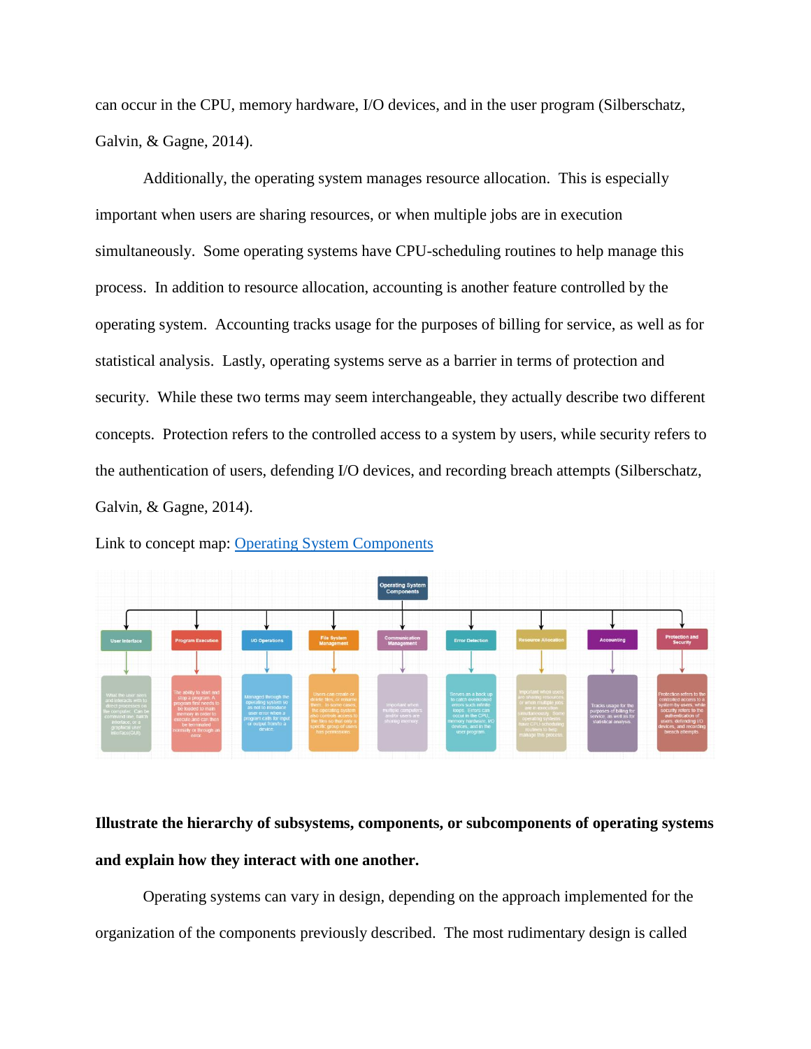can occur in the CPU, memory hardware, I/O devices, and in the user program (Silberschatz, Galvin, & Gagne, 2014).

Additionally, the operating system manages resource allocation. This is especially important when users are sharing resources, or when multiple jobs are in execution simultaneously. Some operating systems have CPU-scheduling routines to help manage this process. In addition to resource allocation, accounting is another feature controlled by the operating system. Accounting tracks usage for the purposes of billing for service, as well as for statistical analysis. Lastly, operating systems serve as a barrier in terms of protection and security. While these two terms may seem interchangeable, they actually describe two different concepts. Protection refers to the controlled access to a system by users, while security refers to the authentication of users, defending I/O devices, and recording breach attempts (Silberschatz, Galvin, & Gagne, 2014).

Link to concept map: [Operating System Components]()

**Illustrate the hierarchy of subsystems, components, or subcomponents of operating systems and explain how they interact with one another.**

Operating systems can vary in design, depending on the approach implemented for the organization of the components previously described. The most rudimentary design is called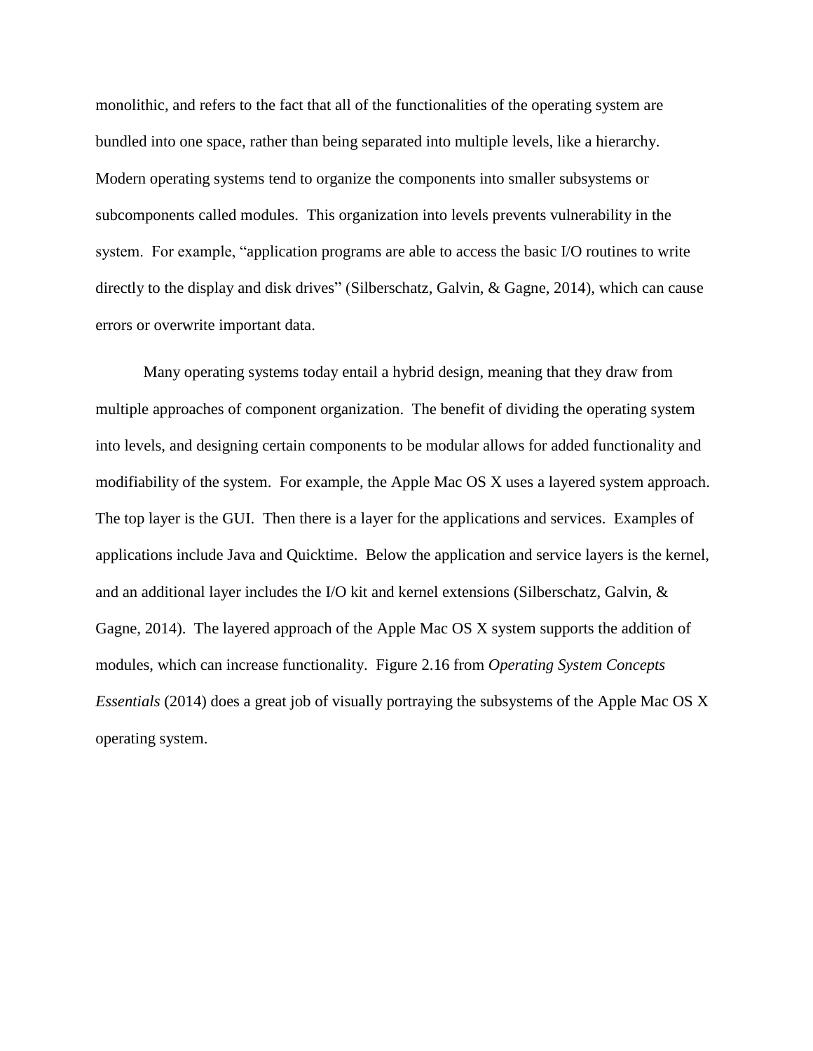monolithic, and refers to the fact that all of the functionalities of the operating system are bundled into one space, rather than being separated into multiple levels, like a hierarchy. Modern operating systems tend to organize the components into smaller subsystems or subcomponents called modules. This organization into levels prevents vulnerability in the system. For example, "application programs are able to access the basic I/O routines to write directly to the display and disk drives" (Silberschatz, Galvin, & Gagne, 2014), which can cause errors or overwrite important data.

Many operating systems today entail a hybrid design, meaning that they draw from multiple approaches of component organization. The benefit of dividing the operating system into levels, and designing certain components to be modular allows for added functionality and modifiability of the system. For example, the Apple Mac OS X uses a layered system approach. The top layer is the GUI. Then there is a layer for the applications and services. Examples of applications include Java and Quicktime. Below the application and service layers is the kernel, and an additional layer includes the I/O kit and kernel extensions (Silberschatz, Galvin, & Gagne, 2014). The layered approach of the Apple Mac OS X system supports the addition of modules, which can increase functionality. Figure 2.16 from *Operating System Concepts Essentials* (2014) does a great job of visually portraying the subsystems of the Apple Mac OS X operating system.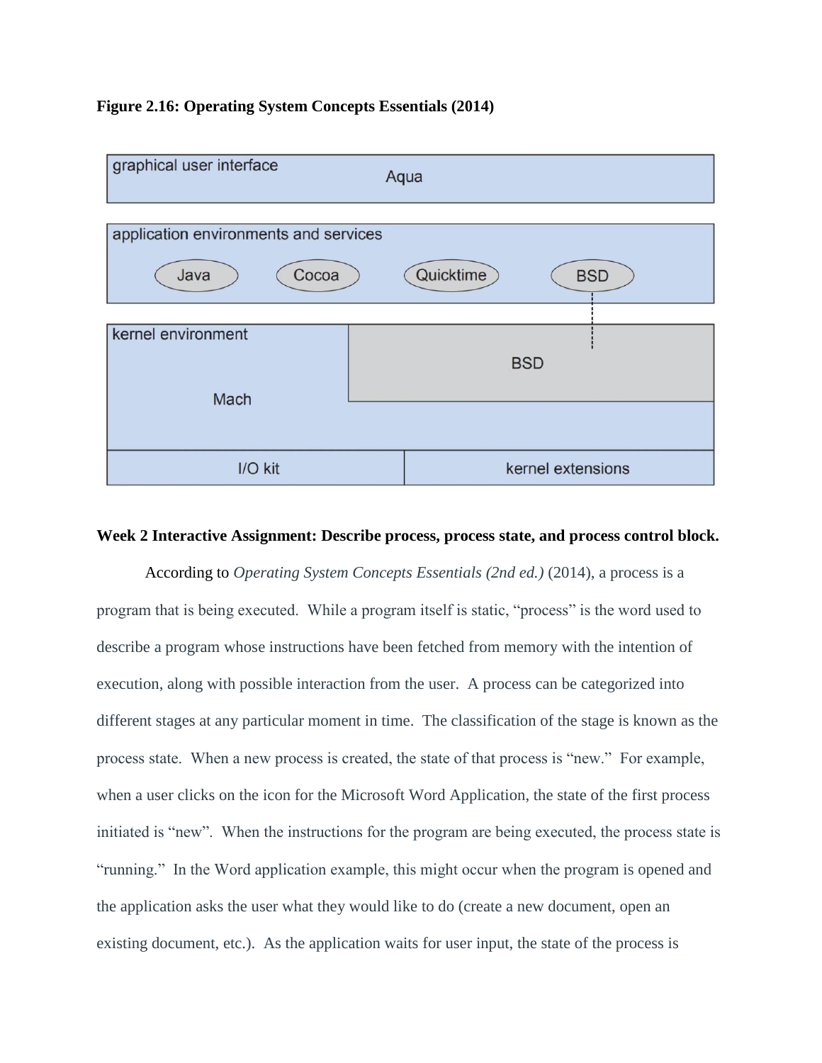**Figure 2.16: Operating System Concepts Essentials (2014)**

**Week 2 Interactive Assignment: Describe process, process state, and process control block.**

According to *Operating System Concepts Essentials (2nd ed.)* (2014), a process is a program that is being executed. While a program itself is static, "process" is the word used to describe a program whose instructions have been fetched from memory with the intention of execution, along with possible interaction from the user. A process can be categorized into different stages at any particular moment in time. The classification of the stage is known as the process state. When a new process is created, the state of that process is "new." For example, when a user clicks on the icon for the Microsoft Word Application, the state of the first process initiated is "new". When the instructions for the program are being executed, the process state is "running." In the Word application example, this might occur when the program is opened and the application asks the user what they would like to do (create a new document, open an existing document, etc.). As the application waits for user input, the state of the process is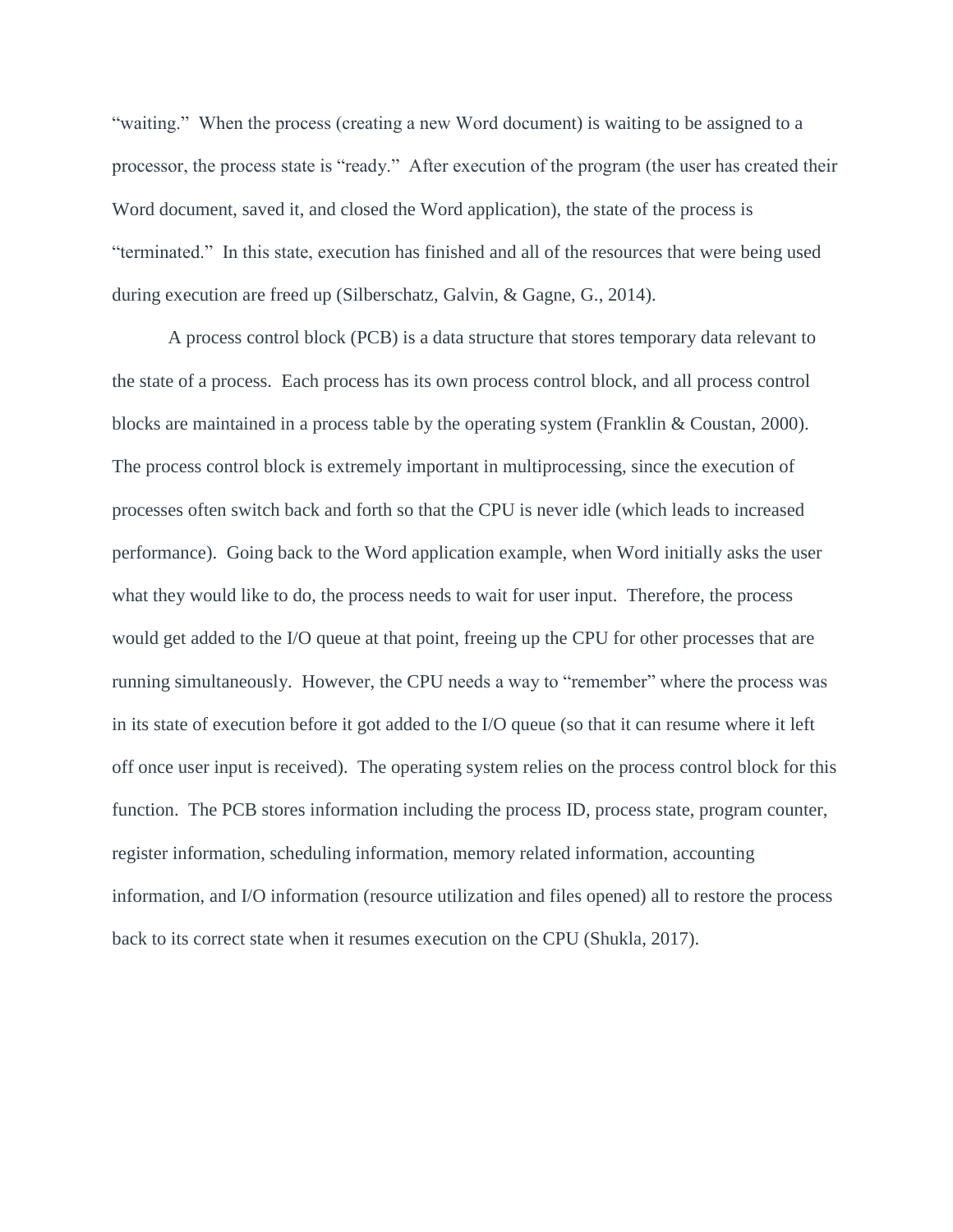"waiting." When the process (creating a new Word document) is waiting to be assigned to a processor, the process state is "ready." After execution of the program (the user has created their Word document, saved it, and closed the Word application), the state of the process is "terminated." In this state, execution has finished and all of the resources that were being used during execution are freed up (Silberschatz, Galvin, & Gagne, G., 2014).

A process control block (PCB) is a data structure that stores temporary data relevant to the state of a process. Each process has its own process control block, and all process control blocks are maintained in a process table by the operating system (Franklin & Coustan, 2000). The process control block is extremely important in multiprocessing, since the execution of processes often switch back and forth so that the CPU is never idle (which leads to increased performance). Going back to the Word application example, when Word initially asks the user what they would like to do, the process needs to wait for user input. Therefore, the process would get added to the I/O queue at that point, freeing up the CPU for other processes that are running simultaneously. However, the CPU needs a way to "remember" where the process was in its state of execution before it got added to the I/O queue (so that it can resume where it left off once user input is received). The operating system relies on the process control block for this function. The PCB stores information including the process ID, process state, program counter, register information, scheduling information, memory related information, accounting information, and I/O information (resource utilization and files opened) all to restore the process back to its correct state when it resumes execution on the CPU (Shukla, 2017).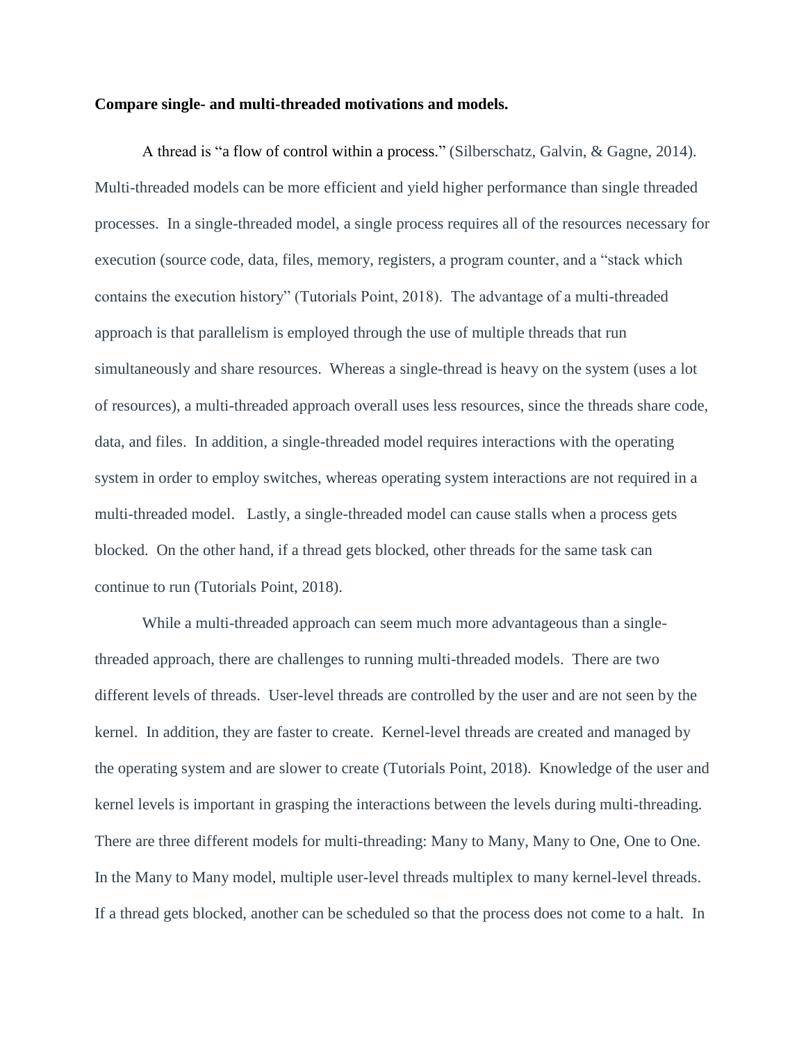**Compare single- and multi-threaded motivations and models.**

A thread is "a flow of control within a process." (Silberschatz, Galvin, & Gagne, 2014). Multi-threaded models can be more efficient and yield higher performance than single threaded processes. In a single-threaded model, a single process requires all of the resources necessary for execution (source code, data, files, memory, registers, a program counter, and a "stack which contains the execution history" (Tutorials Point, 2018). The advantage of a multi-threaded approach is that parallelism is employed through the use of multiple threads that run simultaneously and share resources. Whereas a single-thread is heavy on the system (uses a lot of resources), a multi-threaded approach overall uses less resources, since the threads share code, data, and files. In addition, a single-threaded model requires interactions with the operating system in order to employ switches, whereas operating system interactions are not required in a multi-threaded model. Lastly, a single-threaded model can cause stalls when a process gets blocked. On the other hand, if a thread gets blocked, other threads for the same task can continue to run (Tutorials Point, 2018).

While a multi-threaded approach can seem much more advantageous than a single-threaded approach, there are challenges to running multi-threaded models. There are two different levels of threads. User-level threads are controlled by the user and are not seen by the kernel. In addition, they are faster to create. Kernel-level threads are created and managed by the operating system and are slower to create (Tutorials Point, 2018). Knowledge of the user and kernel levels is important in grasping the interactions between the levels during multi-threading. There are three different models for multi-threading: Many to Many, Many to One, One to One. In the Many to Many model, multiple user-level threads multiplex to many kernel-level threads. If a thread gets blocked, another can be scheduled so that the process does not come to a halt. In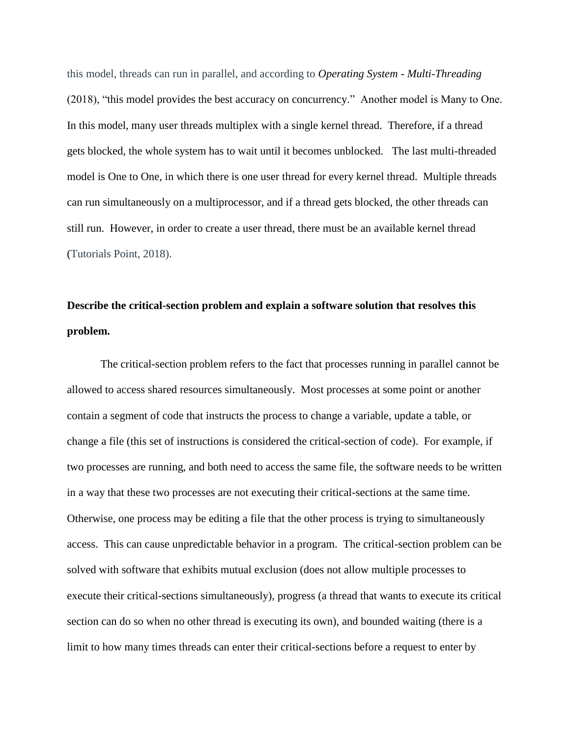this model, threads can run in parallel, and according to *Operating System - Multi-Threading* (2018), “this model provides the best accuracy on concurrency.” Another model is Many to One. In this model, many user threads multiplex with a single kernel thread. Therefore, if a thread gets blocked, the whole system has to wait until it becomes unblocked. The last multi-threaded model is One to One, in which there is one user thread for every kernel thread. Multiple threads can run simultaneously on a multiprocessor, and if a thread gets blocked, the other threads can still run. However, in order to create a user thread, there must be an available kernel thread (Tutorials Point, 2018).

**Describe the critical-section problem and explain a software solution that resolves this problem.**

The critical-section problem refers to the fact that processes running in parallel cannot be allowed to access shared resources simultaneously. Most processes at some point or another contain a segment of code that instructs the process to change a variable, update a table, or change a file (this set of instructions is considered the critical-section of code). For example, if two processes are running, and both need to access the same file, the software needs to be written in a way that these two processes are not executing their critical-sections at the same time. Otherwise, one process may be editing a file that the other process is trying to simultaneously access. This can cause unpredictable behavior in a program. The critical-section problem can be solved with software that exhibits mutual exclusion (does not allow multiple processes to execute their critical-sections simultaneously), progress (a thread that wants to execute its critical section can do so when no other thread is executing its own), and bounded waiting (there is a limit to how many times threads can enter their critical-sections before a request to enter by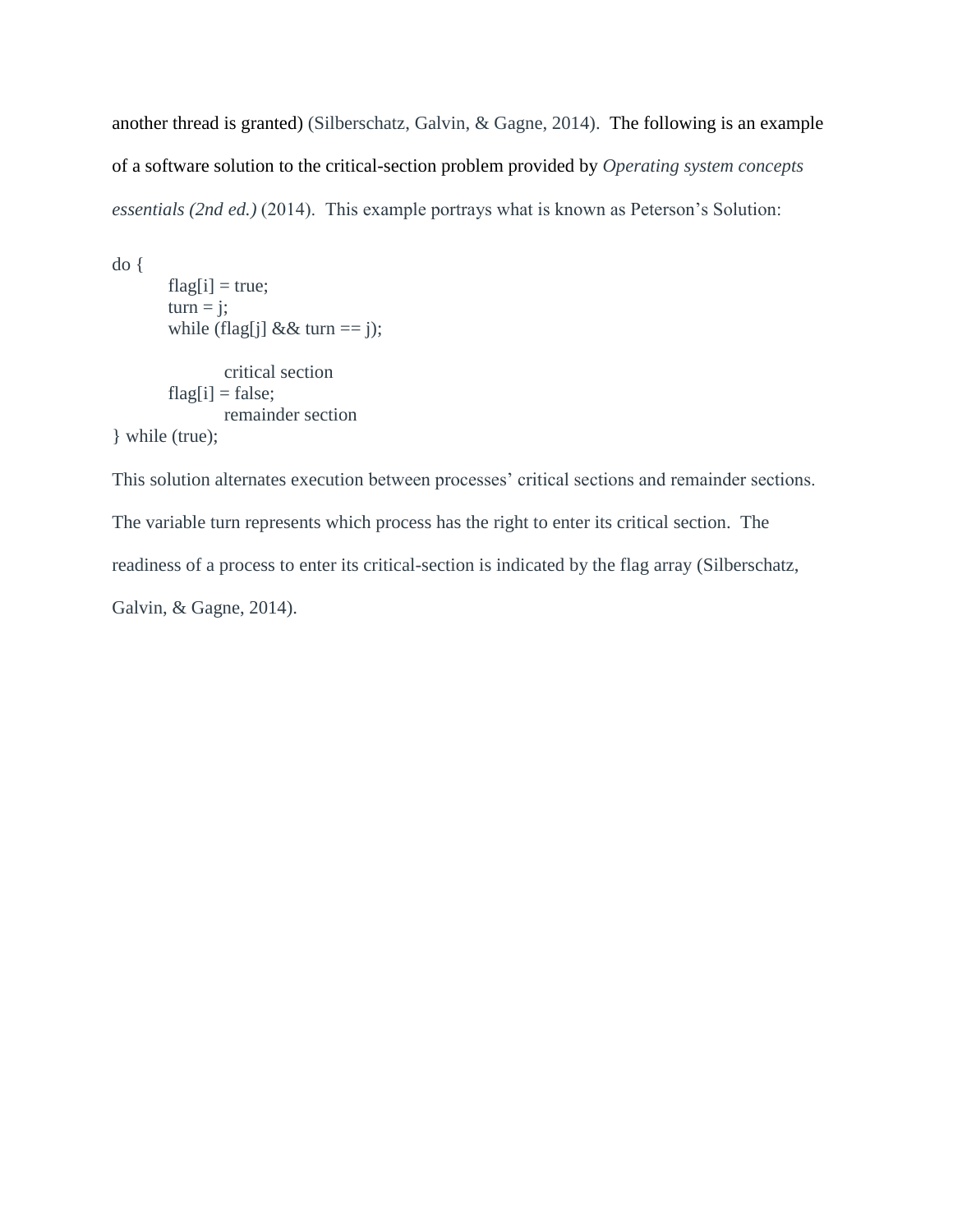another thread is granted) (Silberschatz, Galvin, & Gagne, 2014). The following is an example of a software solution to the critical-section problem provided by *Operating system concepts essentials (2nd ed.)* (2014). This example portrays what is known as Peterson's Solution:

```
do {
        flag[i] = true;
        turn = j;
        while (flag[j] && turn == j);

                critical section
        flag[i] = false;
                remainder section
} while (true);
```

This solution alternates execution between processes' critical sections and remainder sections. The variable turn represents which process has the right to enter its critical section. The readiness of a process to enter its critical-section is indicated by the flag array (Silberschatz, Galvin, & Gagne, 2014).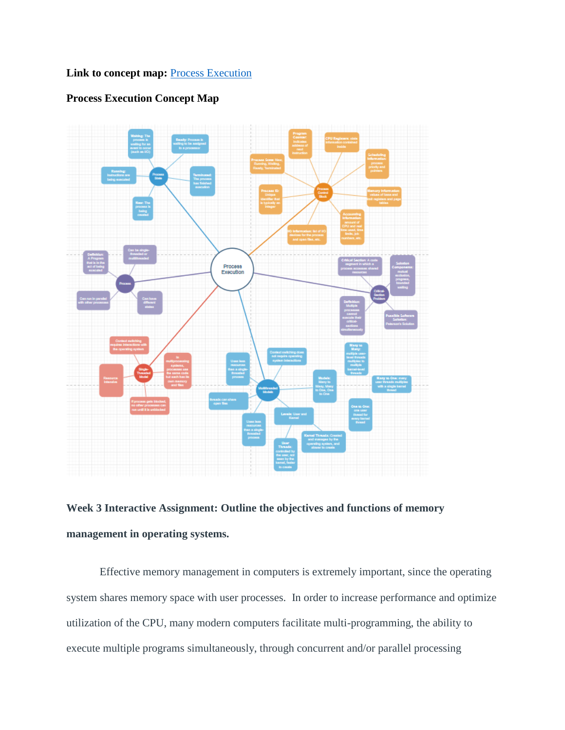**Link to concept map:** [Process Execution]

**Process Execution Concept Map**

**Week 3 Interactive Assignment: Outline the objectives and functions of memory management in operating systems.**

Effective memory management in computers is extremely important, since the operating system shares memory space with user processes. In order to increase performance and optimize utilization of the CPU, many modern computers facilitate multi-programming, the ability to execute multiple programs simultaneously, through concurrent and/or parallel processing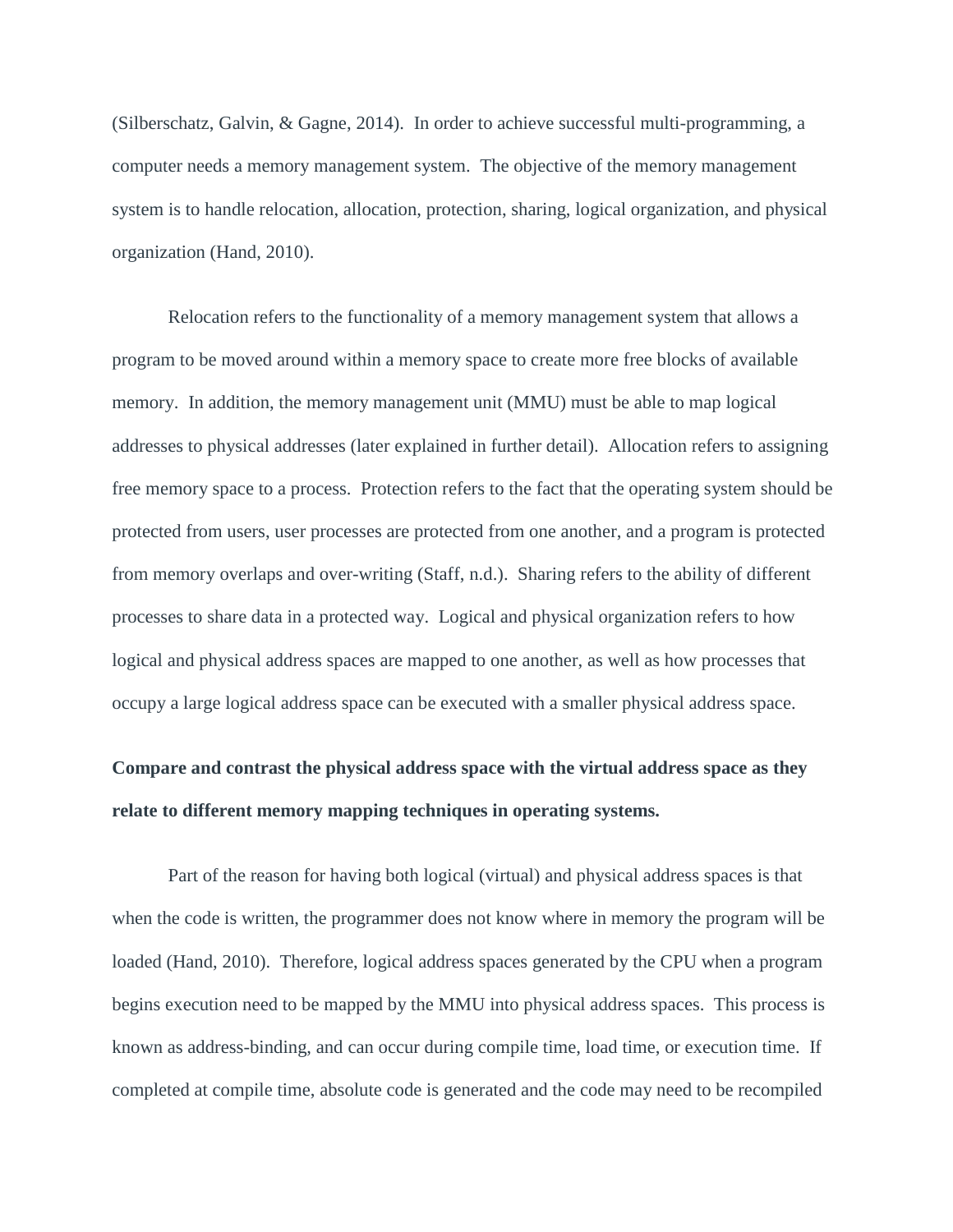(Silberschatz, Galvin, & Gagne, 2014). In order to achieve successful multi-programming, a computer needs a memory management system. The objective of the memory management system is to handle relocation, allocation, protection, sharing, logical organization, and physical organization (Hand, 2010).

Relocation refers to the functionality of a memory management system that allows a program to be moved around within a memory space to create more free blocks of available memory. In addition, the memory management unit (MMU) must be able to map logical addresses to physical addresses (later explained in further detail). Allocation refers to assigning free memory space to a process. Protection refers to the fact that the operating system should be protected from users, user processes are protected from one another, and a program is protected from memory overlaps and over-writing (Staff, n.d.). Sharing refers to the ability of different processes to share data in a protected way. Logical and physical organization refers to how logical and physical address spaces are mapped to one another, as well as how processes that occupy a large logical address space can be executed with a smaller physical address space.

**Compare and contrast the physical address space with the virtual address space as they relate to different memory mapping techniques in operating systems.**

Part of the reason for having both logical (virtual) and physical address spaces is that when the code is written, the programmer does not know where in memory the program will be loaded (Hand, 2010). Therefore, logical address spaces generated by the CPU when a program begins execution need to be mapped by the MMU into physical address spaces. This process is known as address-binding, and can occur during compile time, load time, or execution time. If completed at compile time, absolute code is generated and the code may need to be recompiled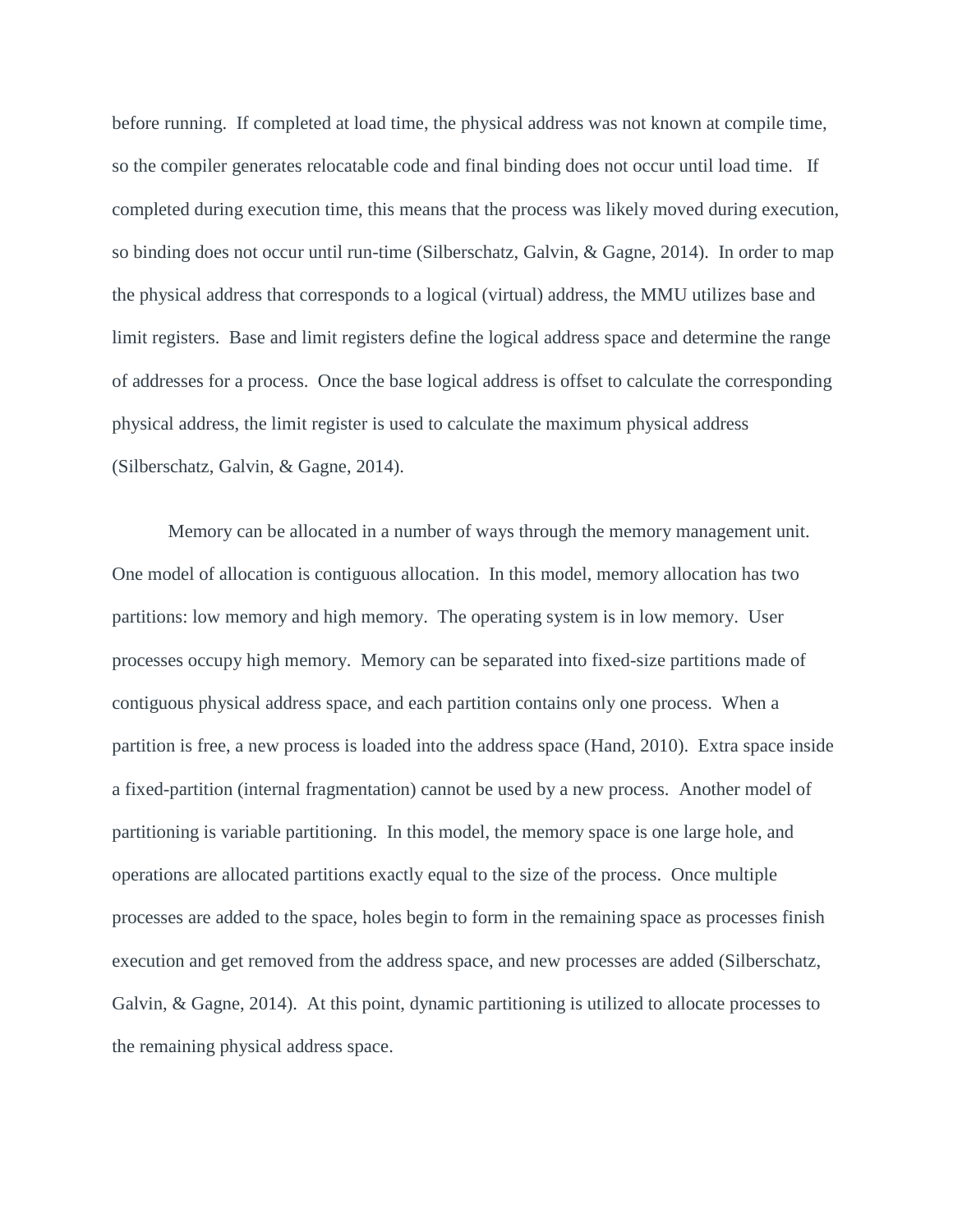before running. If completed at load time, the physical address was not known at compile time, so the compiler generates relocatable code and final binding does not occur until load time. If completed during execution time, this means that the process was likely moved during execution, so binding does not occur until run-time (Silberschatz, Galvin, & Gagne, 2014). In order to map the physical address that corresponds to a logical (virtual) address, the MMU utilizes base and limit registers. Base and limit registers define the logical address space and determine the range of addresses for a process. Once the base logical address is offset to calculate the corresponding physical address, the limit register is used to calculate the maximum physical address (Silberschatz, Galvin, & Gagne, 2014).

Memory can be allocated in a number of ways through the memory management unit. One model of allocation is contiguous allocation. In this model, memory allocation has two partitions: low memory and high memory. The operating system is in low memory. User processes occupy high memory. Memory can be separated into fixed-size partitions made of contiguous physical address space, and each partition contains only one process. When a partition is free, a new process is loaded into the address space (Hand, 2010). Extra space inside a fixed-partition (internal fragmentation) cannot be used by a new process. Another model of partitioning is variable partitioning. In this model, the memory space is one large hole, and operations are allocated partitions exactly equal to the size of the process. Once multiple processes are added to the space, holes begin to form in the remaining space as processes finish execution and get removed from the address space, and new processes are added (Silberschatz, Galvin, & Gagne, 2014). At this point, dynamic partitioning is utilized to allocate processes to the remaining physical address space.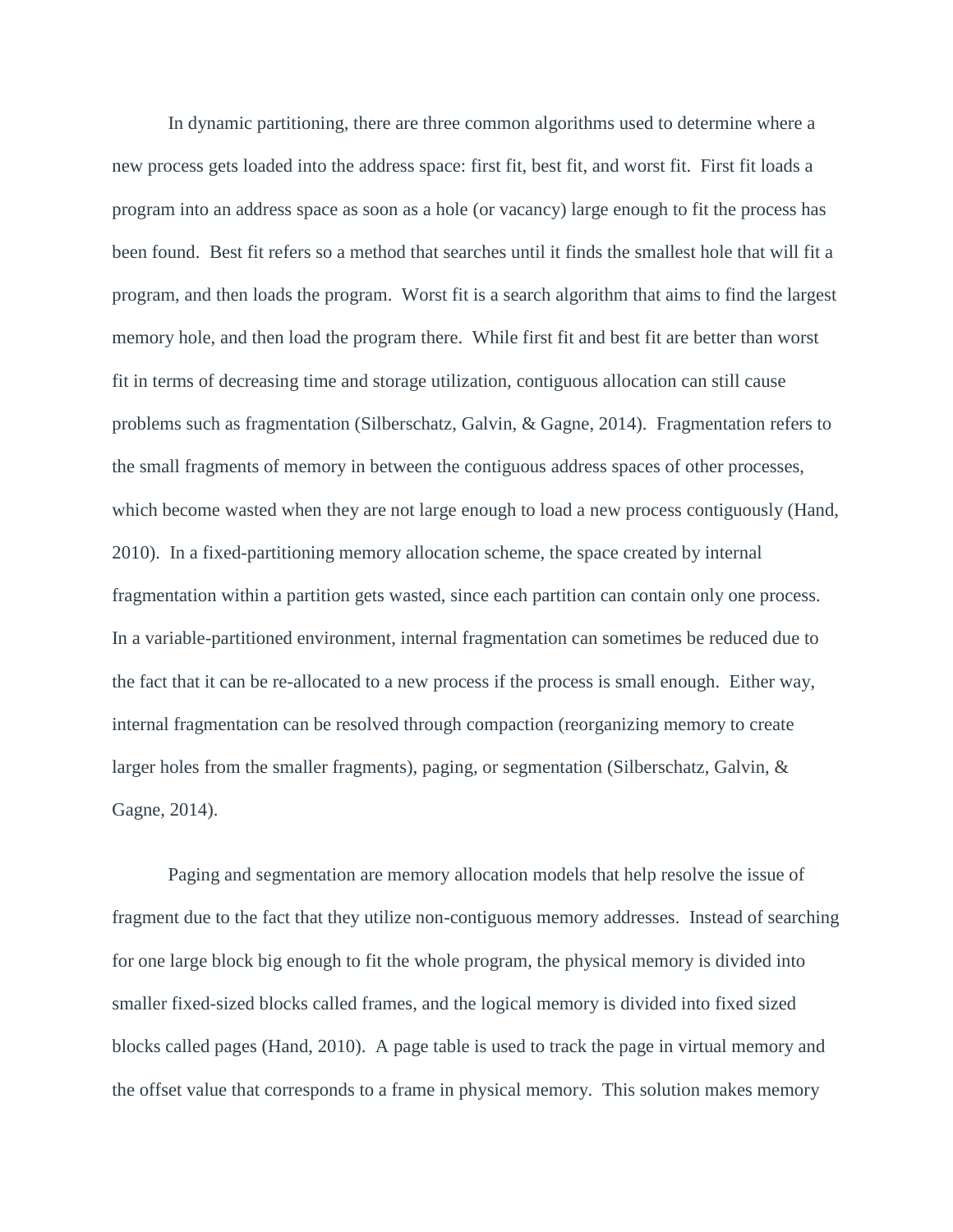In dynamic partitioning, there are three common algorithms used to determine where a new process gets loaded into the address space: first fit, best fit, and worst fit.  First fit loads a program into an address space as soon as a hole (or vacancy) large enough to fit the process has been found.  Best fit refers so a method that searches until it finds the smallest hole that will fit a program, and then loads the program.  Worst fit is a search algorithm that aims to find the largest memory hole, and then load the program there.  While first fit and best fit are better than worst fit in terms of decreasing time and storage utilization, contiguous allocation can still cause problems such as fragmentation (Silberschatz, Galvin, & Gagne, 2014).  Fragmentation refers to the small fragments of memory in between the contiguous address spaces of other processes, which become wasted when they are not large enough to load a new process contiguously (Hand, 2010).  In a fixed-partitioning memory allocation scheme, the space created by internal fragmentation within a partition gets wasted, since each partition can contain only one process.  In a variable-partitioned environment, internal fragmentation can sometimes be reduced due to the fact that it can be re-allocated to a new process if the process is small enough.  Either way, internal fragmentation can be resolved through compaction (reorganizing memory to create larger holes from the smaller fragments), paging, or segmentation (Silberschatz, Galvin, & Gagne, 2014).

Paging and segmentation are memory allocation models that help resolve the issue of fragment due to the fact that they utilize non-contiguous memory addresses.  Instead of searching for one large block big enough to fit the whole program, the physical memory is divided into smaller fixed-sized blocks called frames, and the logical memory is divided into fixed sized blocks called pages (Hand, 2010).  A page table is used to track the page in virtual memory and the offset value that corresponds to a frame in physical memory.  This solution makes memory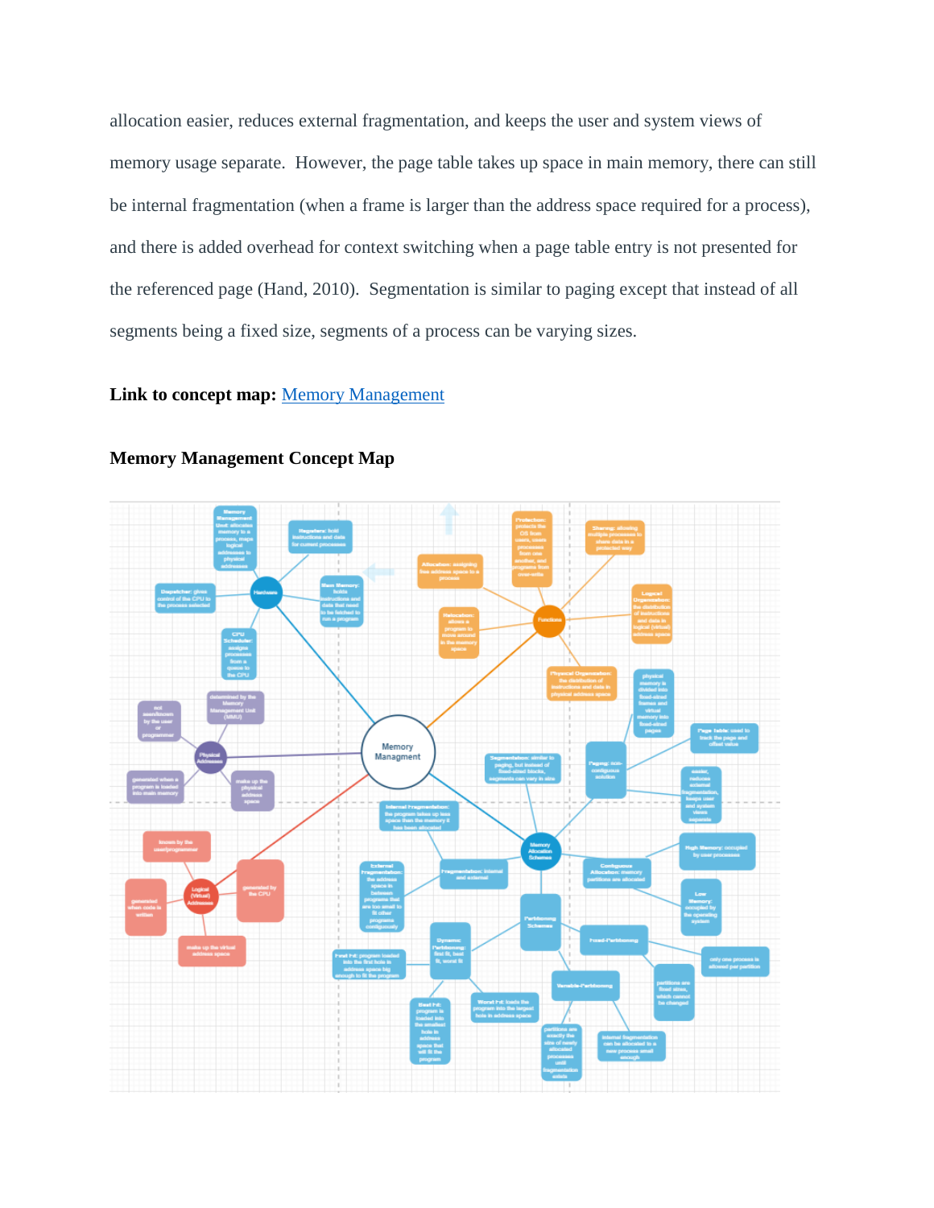allocation easier, reduces external fragmentation, and keeps the user and system views of memory usage separate. However, the page table takes up space in main memory, there can still be internal fragmentation (when a frame is larger than the address space required for a process), and there is added overhead for context switching when a page table entry is not presented for the referenced page (Hand, 2010). Segmentation is similar to paging except that instead of all segments being a fixed size, segments of a process can be varying sizes.

**Link to concept map:** [Memory Management]()

**Memory Management Concept Map**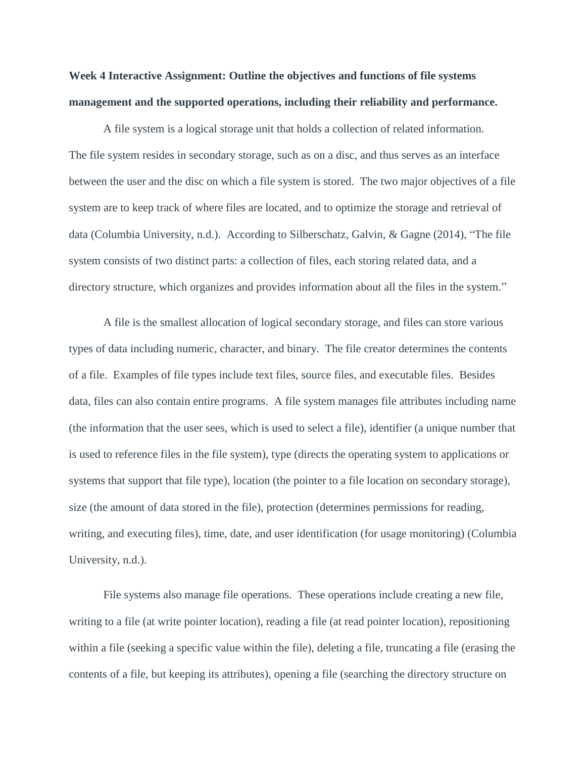**Week 4 Interactive Assignment: Outline the objectives and functions of file systems management and the supported operations, including their reliability and performance.**

A file system is a logical storage unit that holds a collection of related information. The file system resides in secondary storage, such as on a disc, and thus serves as an interface between the user and the disc on which a file system is stored. The two major objectives of a file system are to keep track of where files are located, and to optimize the storage and retrieval of data (Columbia University, n.d.). According to Silberschatz, Galvin, & Gagne (2014), "The file system consists of two distinct parts: a collection of files, each storing related data, and a directory structure, which organizes and provides information about all the files in the system."

A file is the smallest allocation of logical secondary storage, and files can store various types of data including numeric, character, and binary. The file creator determines the contents of a file. Examples of file types include text files, source files, and executable files. Besides data, files can also contain entire programs. A file system manages file attributes including name (the information that the user sees, which is used to select a file), identifier (a unique number that is used to reference files in the file system), type (directs the operating system to applications or systems that support that file type), location (the pointer to a file location on secondary storage), size (the amount of data stored in the file), protection (determines permissions for reading, writing, and executing files), time, date, and user identification (for usage monitoring) (Columbia University, n.d.).

File systems also manage file operations. These operations include creating a new file, writing to a file (at write pointer location), reading a file (at read pointer location), repositioning within a file (seeking a specific value within the file), deleting a file, truncating a file (erasing the contents of a file, but keeping its attributes), opening a file (searching the directory structure on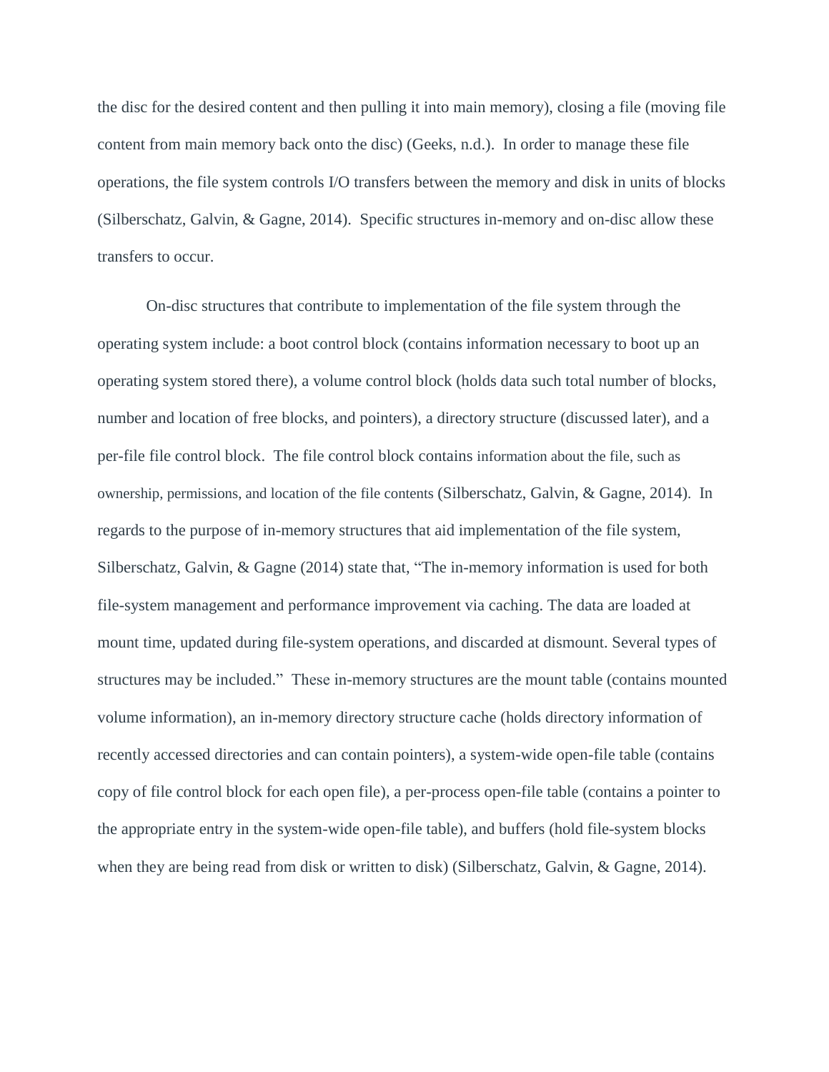the disc for the desired content and then pulling it into main memory), closing a file (moving file content from main memory back onto the disc) (Geeks, n.d.). In order to manage these file operations, the file system controls I/O transfers between the memory and disk in units of blocks (Silberschatz, Galvin, & Gagne, 2014). Specific structures in-memory and on-disc allow these transfers to occur.

On-disc structures that contribute to implementation of the file system through the operating system include: a boot control block (contains information necessary to boot up an operating system stored there), a volume control block (holds data such total number of blocks, number and location of free blocks, and pointers), a directory structure (discussed later), and a per-file file control block. The file control block contains information about the file, such as ownership, permissions, and location of the file contents (Silberschatz, Galvin, & Gagne, 2014). In regards to the purpose of in-memory structures that aid implementation of the file system, Silberschatz, Galvin, & Gagne (2014) state that, "The in-memory information is used for both file-system management and performance improvement via caching. The data are loaded at mount time, updated during file-system operations, and discarded at dismount. Several types of structures may be included." These in-memory structures are the mount table (contains mounted volume information), an in-memory directory structure cache (holds directory information of recently accessed directories and can contain pointers), a system-wide open-file table (contains copy of file control block for each open file), a per-process open-file table (contains a pointer to the appropriate entry in the system-wide open-file table), and buffers (hold file-system blocks when they are being read from disk or written to disk) (Silberschatz, Galvin, & Gagne, 2014).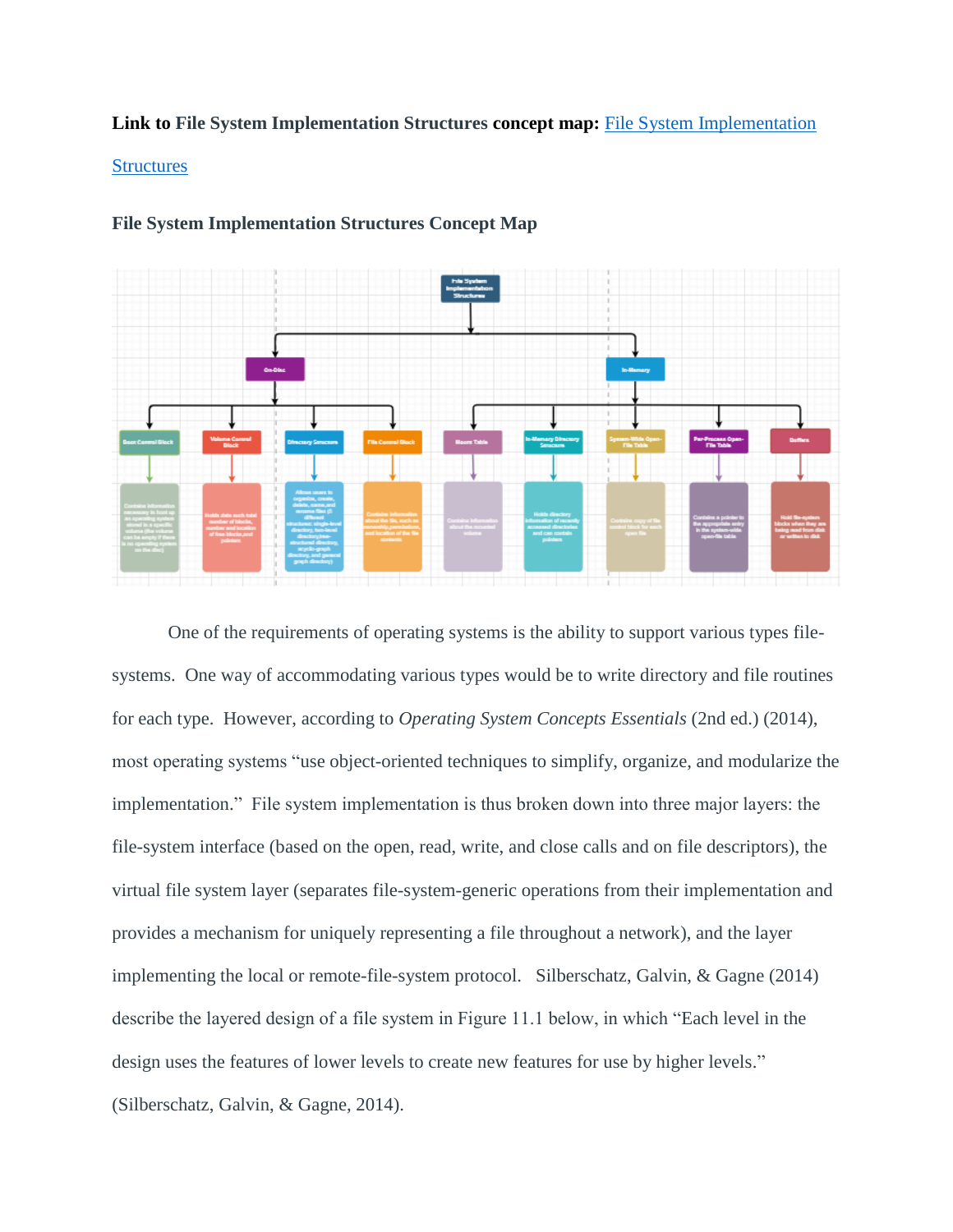**Link to File System Implementation Structures concept map:** [File System Implementation Structures]()

### File System Implementation Structures Concept Map

One of the requirements of operating systems is the ability to support various types file-systems. One way of accommodating various types would be to write directory and file routines for each type. However, according to *Operating System Concepts Essentials* (2nd ed.) (2014), most operating systems "use object-oriented techniques to simplify, organize, and modularize the implementation." File system implementation is thus broken down into three major layers: the file-system interface (based on the open, read, write, and close calls and on file descriptors), the virtual file system layer (separates file-system-generic operations from their implementation and provides a mechanism for uniquely representing a file throughout a network), and the layer implementing the local or remote-file-system protocol. Silberschatz, Galvin, & Gagne (2014) describe the layered design of a file system in Figure 11.1 below, in which "Each level in the design uses the features of lower levels to create new features for use by higher levels." (Silberschatz, Galvin, & Gagne, 2014).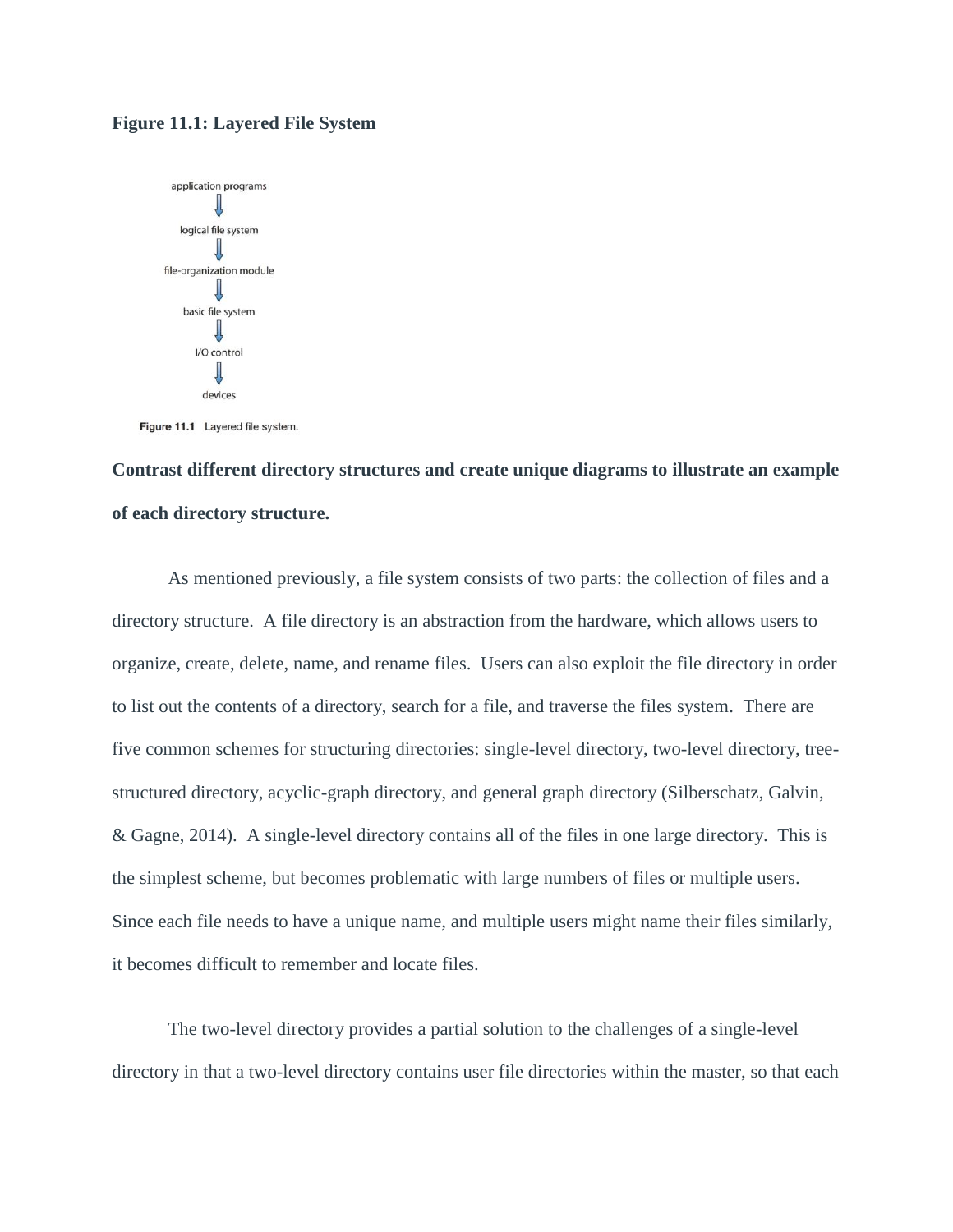**Figure 11.1: Layered File System**

application programs

logical file system

file-organization module

basic file system

I/O control

devices

Figure 11.1 Layered file system.

**Contrast different directory structures and create unique diagrams to illustrate an example of each directory structure.**

As mentioned previously, a file system consists of two parts: the collection of files and a directory structure. A file directory is an abstraction from the hardware, which allows users to organize, create, delete, name, and rename files. Users can also exploit the file directory in order to list out the contents of a directory, search for a file, and traverse the files system. There are five common schemes for structuring directories: single-level directory, two-level directory, tree-structured directory, acyclic-graph directory, and general graph directory (Silberschatz, Galvin, & Gagne, 2014). A single-level directory contains all of the files in one large directory. This is the simplest scheme, but becomes problematic with large numbers of files or multiple users. Since each file needs to have a unique name, and multiple users might name their files similarly, it becomes difficult to remember and locate files.

The two-level directory provides a partial solution to the challenges of a single-level directory in that a two-level directory contains user file directories within the master, so that each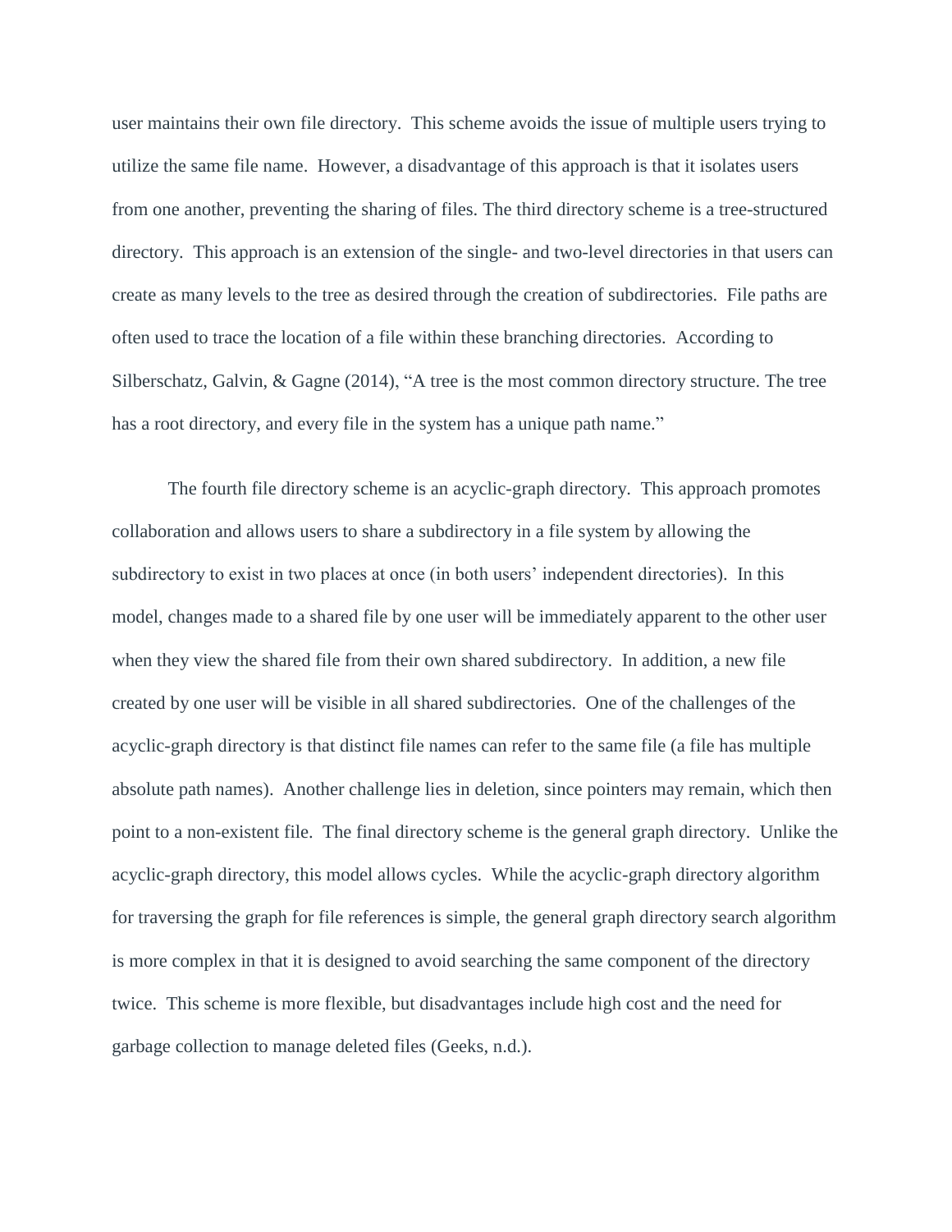user maintains their own file directory.  This scheme avoids the issue of multiple users trying to utilize the same file name.  However, a disadvantage of this approach is that it isolates users from one another, preventing the sharing of files. The third directory scheme is a tree-structured directory.  This approach is an extension of the single- and two-level directories in that users can create as many levels to the tree as desired through the creation of subdirectories.  File paths are often used to trace the location of a file within these branching directories.  According to Silberschatz, Galvin, & Gagne (2014), “A tree is the most common directory structure. The tree has a root directory, and every file in the system has a unique path name.”

The fourth file directory scheme is an acyclic-graph directory.  This approach promotes collaboration and allows users to share a subdirectory in a file system by allowing the subdirectory to exist in two places at once (in both users’ independent directories).  In this model, changes made to a shared file by one user will be immediately apparent to the other user when they view the shared file from their own shared subdirectory.  In addition, a new file created by one user will be visible in all shared subdirectories.  One of the challenges of the acyclic-graph directory is that distinct file names can refer to the same file (a file has multiple absolute path names).  Another challenge lies in deletion, since pointers may remain, which then point to a non-existent file.  The final directory scheme is the general graph directory.  Unlike the acyclic-graph directory, this model allows cycles.  While the acyclic-graph directory algorithm for traversing the graph for file references is simple, the general graph directory search algorithm is more complex in that it is designed to avoid searching the same component of the directory twice.  This scheme is more flexible, but disadvantages include high cost and the need for garbage collection to manage deleted files (Geeks, n.d.).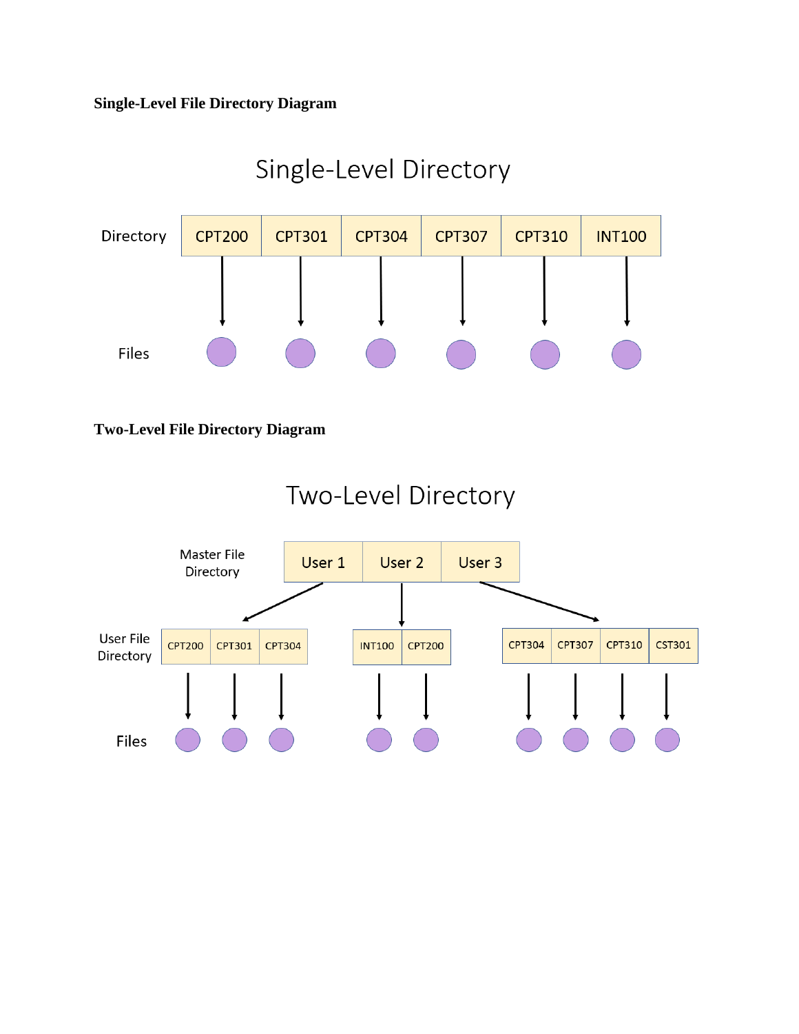**Single-Level File Directory Diagram**

Single-Level Directory

Directory: CPT200 | CPT301 | CPT304 | CPT307 | CPT310 | INT100

Files

**Two-Level File Directory Diagram**

Two-Level Directory

Master File Directory: User 1 | User 2 | User 3

User File Directory: CPT200 | CPT301 | CPT304 — INT100 | CPT200 — CPT304 | CPT307 | CPT310 | CST301

Files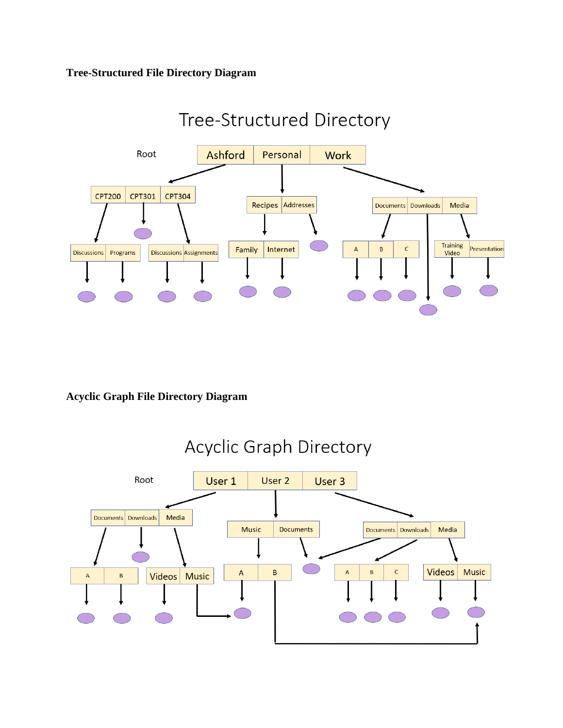**Tree-Structured File Directory Diagram**

Tree-Structured Directory

Root

Ashford | Personal | Work

CPT200 | CPT301 | CPT304

Recipes | Addresses

Documents | Downloads | Media

Discussions | Programs

Discussions | Assignments

Family | Internet

A | B | C

Training Video | Presentation

**Acyclic Graph File Directory Diagram**

Acyclic Graph Directory

Root

User 1 | User 2 | User 3

Documents | Downloads | Media

Music | Documents

Documents | Downloads | Media

A | B

Videos | Music

A | B

A | B | C

Videos | Music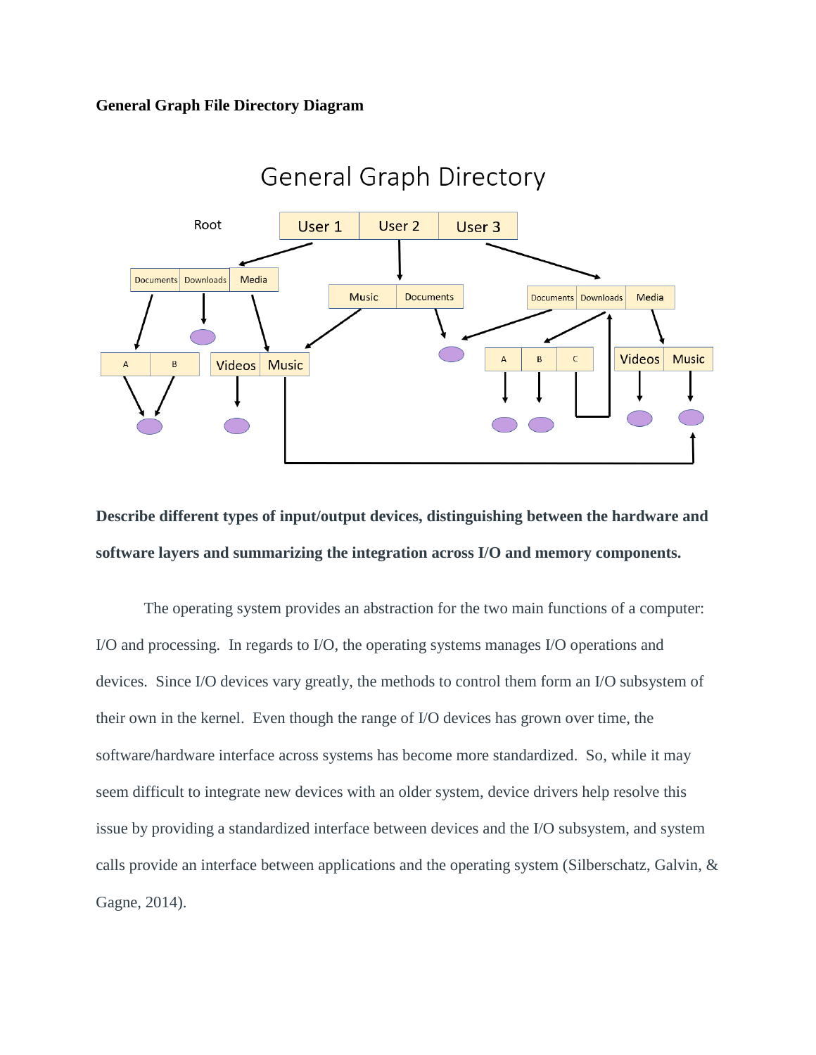**General Graph File Directory Diagram**

**Describe different types of input/output devices, distinguishing between the hardware and software layers and summarizing the integration across I/O and memory components.**

The operating system provides an abstraction for the two main functions of a computer: I/O and processing. In regards to I/O, the operating systems manages I/O operations and devices. Since I/O devices vary greatly, the methods to control them form an I/O subsystem of their own in the kernel. Even though the range of I/O devices has grown over time, the software/hardware interface across systems has become more standardized. So, while it may seem difficult to integrate new devices with an older system, device drivers help resolve this issue by providing a standardized interface between devices and the I/O subsystem, and system calls provide an interface between applications and the operating system (Silberschatz, Galvin, & Gagne, 2014).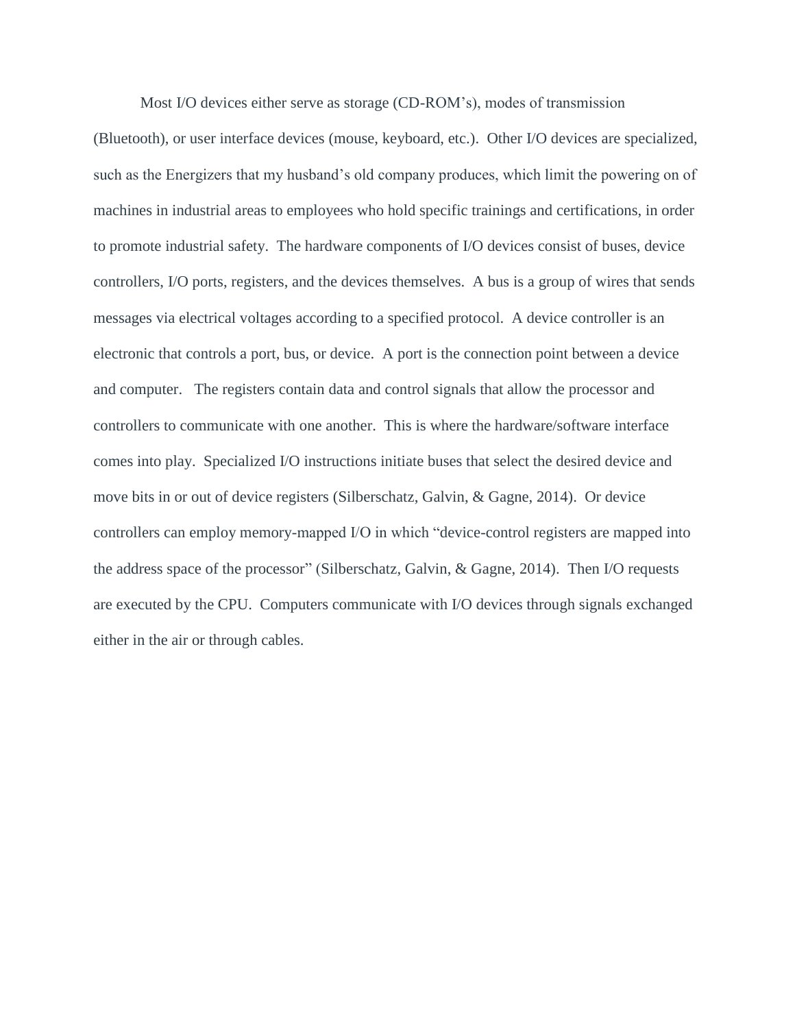Most I/O devices either serve as storage (CD-ROM's), modes of transmission (Bluetooth), or user interface devices (mouse, keyboard, etc.). Other I/O devices are specialized, such as the Energizers that my husband's old company produces, which limit the powering on of machines in industrial areas to employees who hold specific trainings and certifications, in order to promote industrial safety. The hardware components of I/O devices consist of buses, device controllers, I/O ports, registers, and the devices themselves. A bus is a group of wires that sends messages via electrical voltages according to a specified protocol. A device controller is an electronic that controls a port, bus, or device. A port is the connection point between a device and computer. The registers contain data and control signals that allow the processor and controllers to communicate with one another. This is where the hardware/software interface comes into play. Specialized I/O instructions initiate buses that select the desired device and move bits in or out of device registers (Silberschatz, Galvin, & Gagne, 2014). Or device controllers can employ memory-mapped I/O in which "device-control registers are mapped into the address space of the processor" (Silberschatz, Galvin, & Gagne, 2014). Then I/O requests are executed by the CPU. Computers communicate with I/O devices through signals exchanged either in the air or through cables.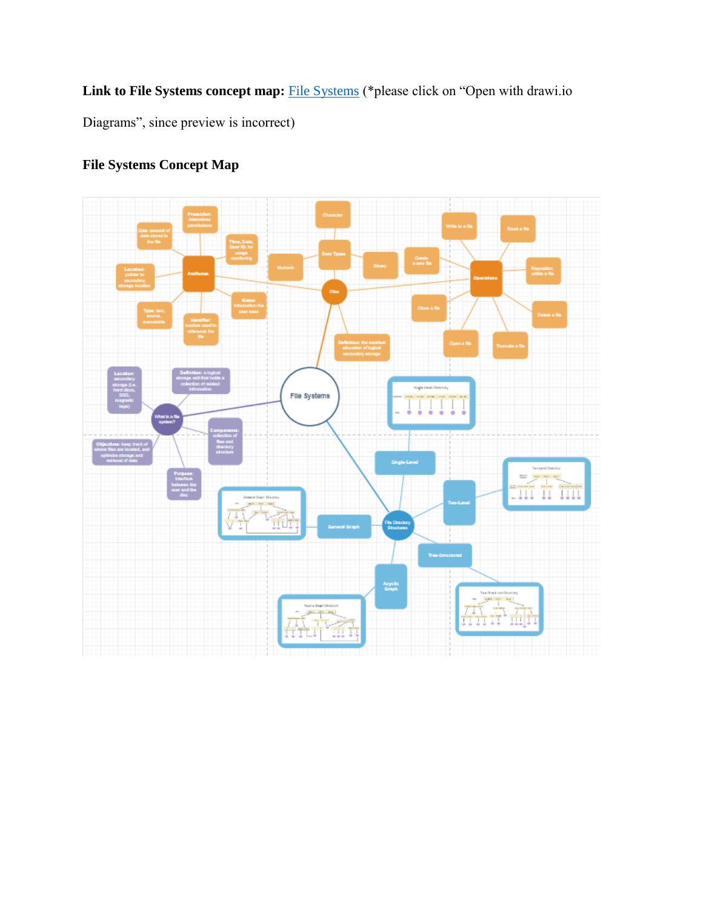**Link to File Systems concept map:** [File Systems](File Systems) (*please click on "Open with drawi.io Diagrams", since preview is incorrect)

**File Systems Concept Map**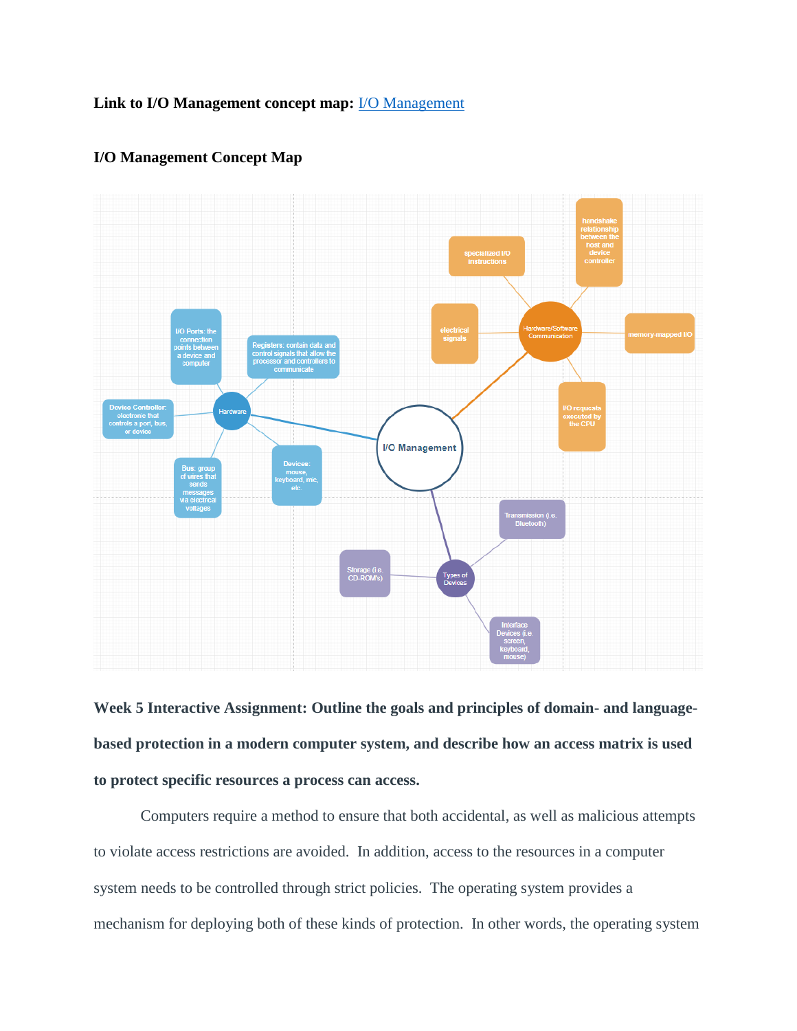**Link to I/O Management concept map:** I/O Management

**I/O Management Concept Map**

**Week 5 Interactive Assignment: Outline the goals and principles of domain- and language-based protection in a modern computer system, and describe how an access matrix is used to protect specific resources a process can access.**

Computers require a method to ensure that both accidental, as well as malicious attempts to violate access restrictions are avoided. In addition, access to the resources in a computer system needs to be controlled through strict policies. The operating system provides a mechanism for deploying both of these kinds of protection. In other words, the operating system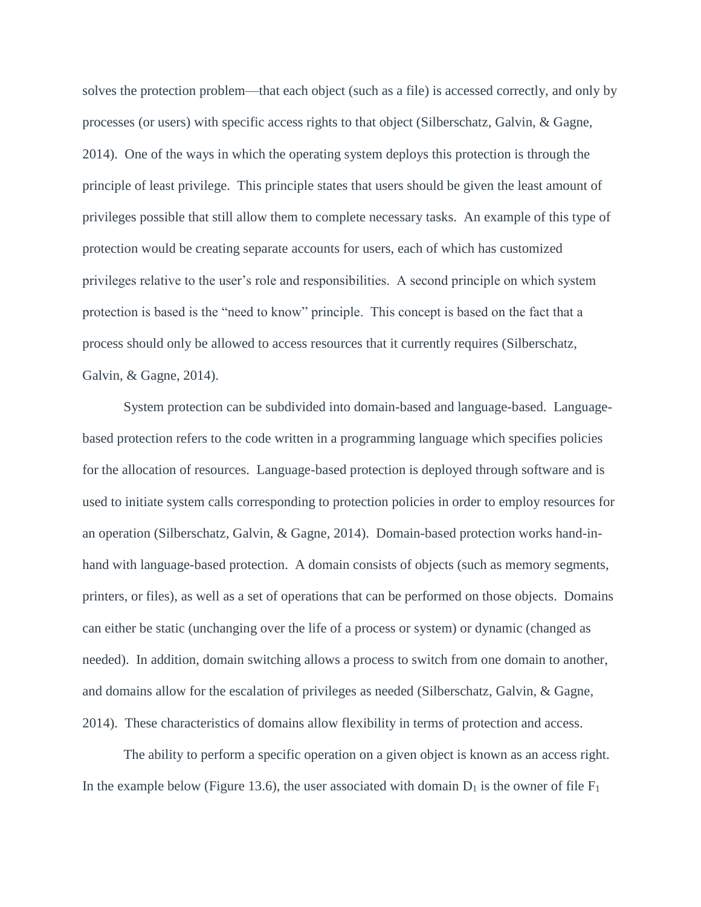solves the protection problem—that each object (such as a file) is accessed correctly, and only by processes (or users) with specific access rights to that object (Silberschatz, Galvin, & Gagne, 2014). One of the ways in which the operating system deploys this protection is through the principle of least privilege. This principle states that users should be given the least amount of privileges possible that still allow them to complete necessary tasks. An example of this type of protection would be creating separate accounts for users, each of which has customized privileges relative to the user's role and responsibilities. A second principle on which system protection is based is the "need to know" principle. This concept is based on the fact that a process should only be allowed to access resources that it currently requires (Silberschatz, Galvin, & Gagne, 2014).

System protection can be subdivided into domain-based and language-based. Language-based protection refers to the code written in a programming language which specifies policies for the allocation of resources. Language-based protection is deployed through software and is used to initiate system calls corresponding to protection policies in order to employ resources for an operation (Silberschatz, Galvin, & Gagne, 2014). Domain-based protection works hand-in-hand with language-based protection. A domain consists of objects (such as memory segments, printers, or files), as well as a set of operations that can be performed on those objects. Domains can either be static (unchanging over the life of a process or system) or dynamic (changed as needed). In addition, domain switching allows a process to switch from one domain to another, and domains allow for the escalation of privileges as needed (Silberschatz, Galvin, & Gagne, 2014). These characteristics of domains allow flexibility in terms of protection and access.

The ability to perform a specific operation on a given object is known as an access right. In the example below (Figure 13.6), the user associated with domain $D_1$ is the owner of file $F_1$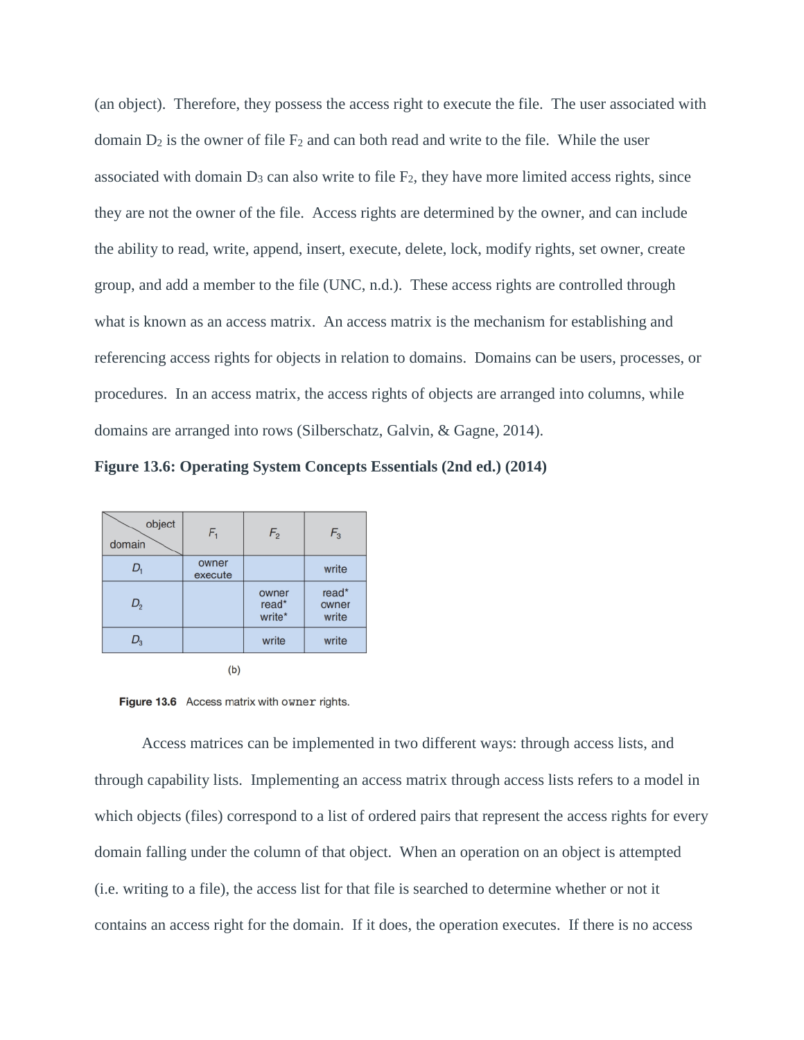(an object). Therefore, they possess the access right to execute the file. The user associated with domain $D_2$ is the owner of file $F_2$ and can both read and write to the file. While the user associated with domain $D_3$ can also write to file $F_2$, they have more limited access rights, since they are not the owner of the file. Access rights are determined by the owner, and can include the ability to read, write, append, insert, execute, delete, lock, modify rights, set owner, create group, and add a member to the file (UNC, n.d.). These access rights are controlled through what is known as an access matrix. An access matrix is the mechanism for establishing and referencing access rights for objects in relation to domains. Domains can be users, processes, or procedures. In an access matrix, the access rights of objects are arranged into columns, while domains are arranged into rows (Silberschatz, Galvin, & Gagne, 2014).

**Figure 13.6: Operating System Concepts Essentials (2nd ed.) (2014)**

| domain \ object | $F_1$ | $F_2$ | $F_3$ |
|---|---|---|---|
| $D_1$ | owner execute | | write |
| $D_2$ | | owner read* write* | read* owner write |
| $D_3$ | | write | write |

(b)

**Figure 13.6** Access matrix with owner rights.

Access matrices can be implemented in two different ways: through access lists, and through capability lists. Implementing an access matrix through access lists refers to a model in which objects (files) correspond to a list of ordered pairs that represent the access rights for every domain falling under the column of that object. When an operation on an object is attempted (i.e. writing to a file), the access list for that file is searched to determine whether or not it contains an access right for the domain. If it does, the operation executes. If there is no access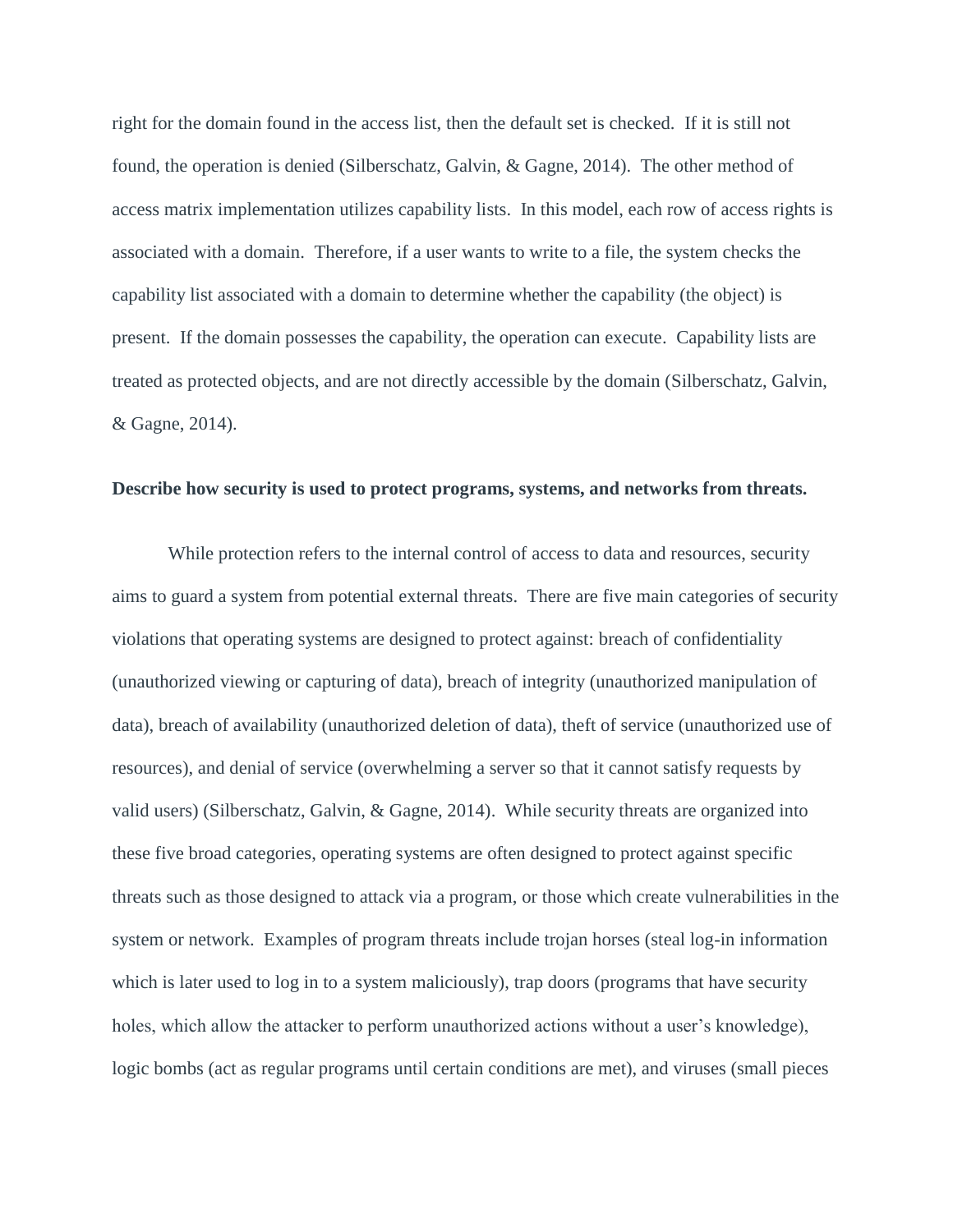right for the domain found in the access list, then the default set is checked. If it is still not found, the operation is denied (Silberschatz, Galvin, & Gagne, 2014). The other method of access matrix implementation utilizes capability lists. In this model, each row of access rights is associated with a domain. Therefore, if a user wants to write to a file, the system checks the capability list associated with a domain to determine whether the capability (the object) is present. If the domain possesses the capability, the operation can execute. Capability lists are treated as protected objects, and are not directly accessible by the domain (Silberschatz, Galvin, & Gagne, 2014).

**Describe how security is used to protect programs, systems, and networks from threats.**

While protection refers to the internal control of access to data and resources, security aims to guard a system from potential external threats. There are five main categories of security violations that operating systems are designed to protect against: breach of confidentiality (unauthorized viewing or capturing of data), breach of integrity (unauthorized manipulation of data), breach of availability (unauthorized deletion of data), theft of service (unauthorized use of resources), and denial of service (overwhelming a server so that it cannot satisfy requests by valid users) (Silberschatz, Galvin, & Gagne, 2014). While security threats are organized into these five broad categories, operating systems are often designed to protect against specific threats such as those designed to attack via a program, or those which create vulnerabilities in the system or network. Examples of program threats include trojan horses (steal log-in information which is later used to log in to a system maliciously), trap doors (programs that have security holes, which allow the attacker to perform unauthorized actions without a user's knowledge), logic bombs (act as regular programs until certain conditions are met), and viruses (small pieces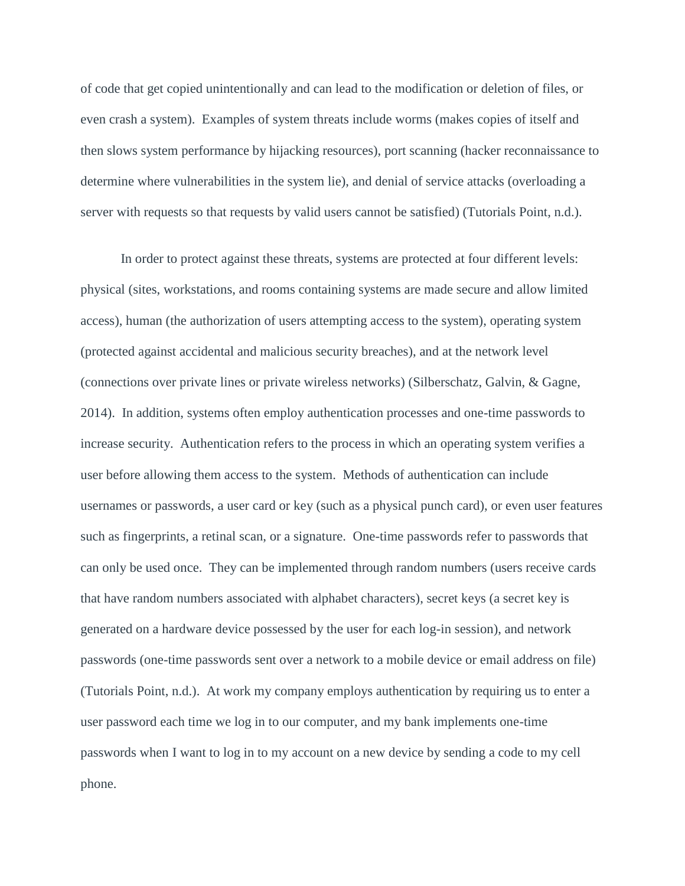of code that get copied unintentionally and can lead to the modification or deletion of files, or even crash a system). Examples of system threats include worms (makes copies of itself and then slows system performance by hijacking resources), port scanning (hacker reconnaissance to determine where vulnerabilities in the system lie), and denial of service attacks (overloading a server with requests so that requests by valid users cannot be satisfied) (Tutorials Point, n.d.).

In order to protect against these threats, systems are protected at four different levels: physical (sites, workstations, and rooms containing systems are made secure and allow limited access), human (the authorization of users attempting access to the system), operating system (protected against accidental and malicious security breaches), and at the network level (connections over private lines or private wireless networks) (Silberschatz, Galvin, & Gagne, 2014). In addition, systems often employ authentication processes and one-time passwords to increase security. Authentication refers to the process in which an operating system verifies a user before allowing them access to the system. Methods of authentication can include usernames or passwords, a user card or key (such as a physical punch card), or even user features such as fingerprints, a retinal scan, or a signature. One-time passwords refer to passwords that can only be used once. They can be implemented through random numbers (users receive cards that have random numbers associated with alphabet characters), secret keys (a secret key is generated on a hardware device possessed by the user for each log-in session), and network passwords (one-time passwords sent over a network to a mobile device or email address on file) (Tutorials Point, n.d.). At work my company employs authentication by requiring us to enter a user password each time we log in to our computer, and my bank implements one-time passwords when I want to log in to my account on a new device by sending a code to my cell phone.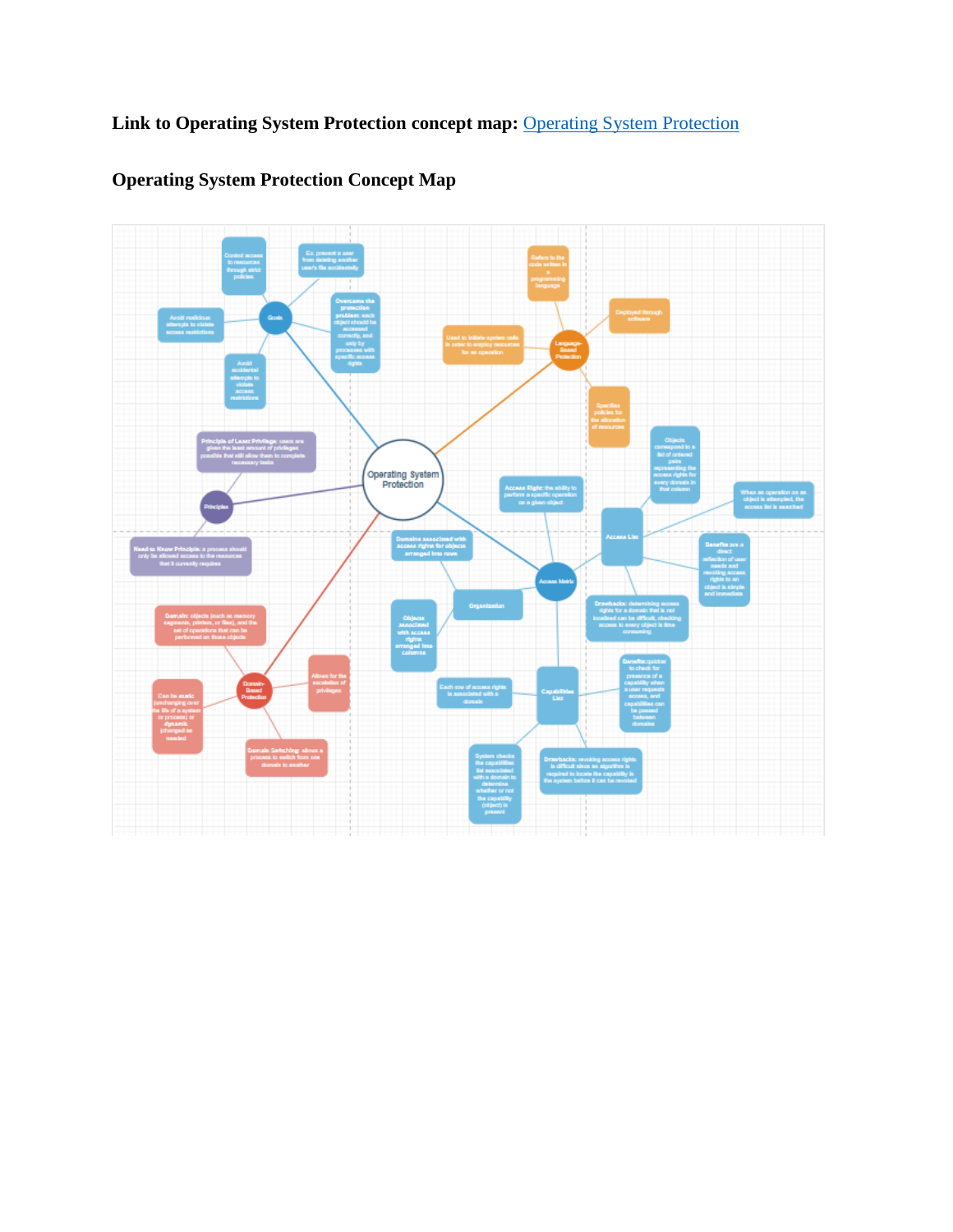**Link to Operating System Protection concept map:** [Operating System Protection]

## Operating System Protection Concept Map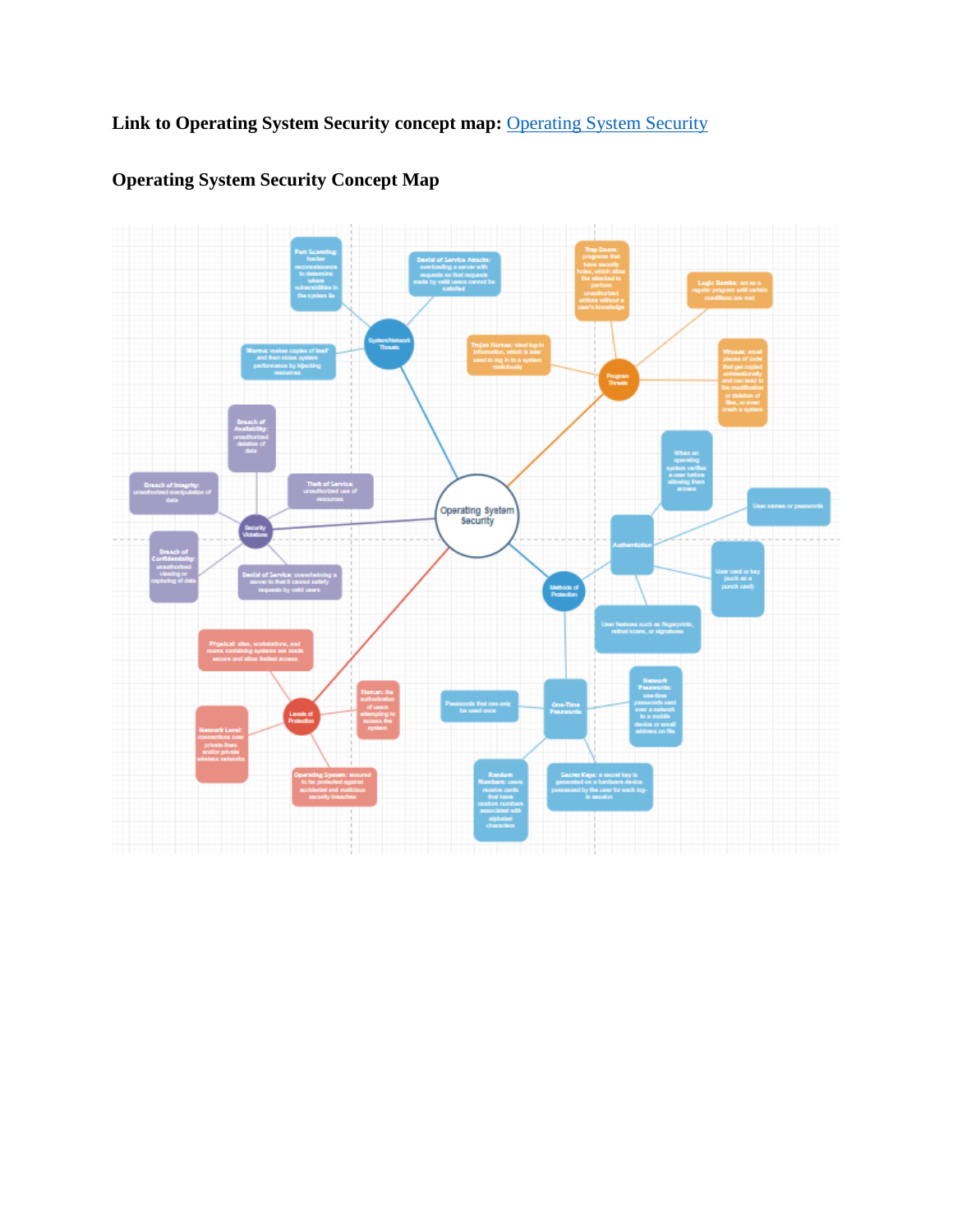**Link to Operating System Security concept map:** [Operating System Security]()

## Operating System Security Concept Map

- **Operating System Security**
  - **System/Network Threats**
    - **Port Scanning:** hacker reconnaissance to determine where vulnerabilities in the system lie
    - **Denial of Service Attacks:** overloading a server with requests so that requests made by valid users cannot be satisfied
    - **Worms:** makes copies of itself and then slows system performance by hijacking resources
  - **Program Threats**
    - **Trap Doors:** programs that have security holes, which allow the attacker to perform unauthorized actions without a user's knowledge
    - **Logic Bomb:** act as a regular program until certain conditions are met
    - **Trojan Horses:** steal log-in information, which is later used to log in to a system maliciously
    - **Viruses:** small pieces of code that get copied unintentionally and can lead to the modification or deletion of files, or even crash a system
  - **Security Violations**
    - **Breach of Availability:** unauthorized deletion of data
    - **Breach of Integrity:** unauthorized manipulation of data
    - **Theft of Service:** unauthorized use of resources
    - **Breach of Confidentiality:** unauthorized viewing or capturing of data
    - **Denial of Service:** overwhelming a server so that it cannot satisfy requests by valid users
  - **Methods of Protection**
    - **Authentication**
      - When an operating system verifies a user before allowing them access
      - User names or passwords
      - User card or key (such as a punch card)
      - User features such as fingerprints, retinal scans, or signatures
    - **One-Time Passwords**
      - Passwords that can only be used once
      - **Network Passwords:** one-time passwords sent over a network to a mobile device or email address on file
      - **Random Numbers:** users receive cards that have random numbers associated with alphabet characters
      - **Secret Keys:** a secret key is generated on a hardware device possessed by the user for each log-in session
  - **Levels of Protection**
    - **Physical:** sites, workstations, and rooms containing systems are made secure and allow limited access
    - **Human:** the authorization of users attempting to access the system
    - **Network Level:** connections over private lines and/or private wireless networks
    - **Operating System:** ensured to be protected against accidental and malicious security breaches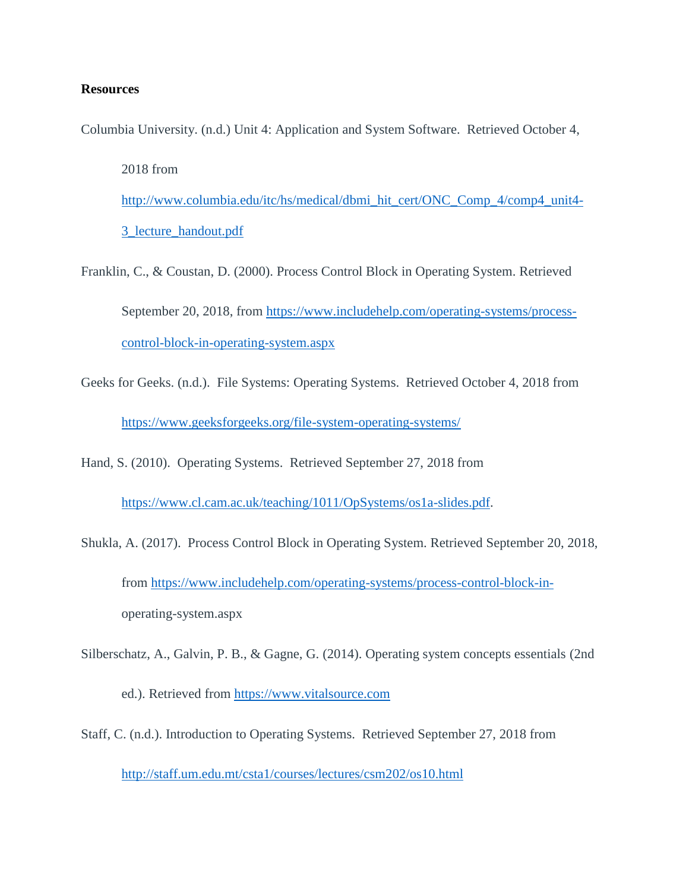**Resources**

Columbia University. (n.d.) Unit 4: Application and System Software. Retrieved October 4, 2018 from http://www.columbia.edu/itc/hs/medical/dbmi_hit_cert/ONC_Comp_4/comp4_unit4-3_lecture_handout.pdf

Franklin, C., & Coustan, D. (2000). Process Control Block in Operating System. Retrieved September 20, 2018, from https://www.includehelp.com/operating-systems/process-control-block-in-operating-system.aspx

Geeks for Geeks. (n.d.). File Systems: Operating Systems. Retrieved October 4, 2018 from https://www.geeksforgeeks.org/file-system-operating-systems/

Hand, S. (2010). Operating Systems. Retrieved September 27, 2018 from https://www.cl.cam.ac.uk/teaching/1011/OpSystems/os1a-slides.pdf.

Shukla, A. (2017). Process Control Block in Operating System. Retrieved September 20, 2018, from https://www.includehelp.com/operating-systems/process-control-block-in-operating-system.aspx

Silberschatz, A., Galvin, P. B., & Gagne, G. (2014). Operating system concepts essentials (2nd ed.). Retrieved from https://www.vitalsource.com

Staff, C. (n.d.). Introduction to Operating Systems. Retrieved September 27, 2018 from http://staff.um.edu.mt/csta1/courses/lectures/csm202/os10.html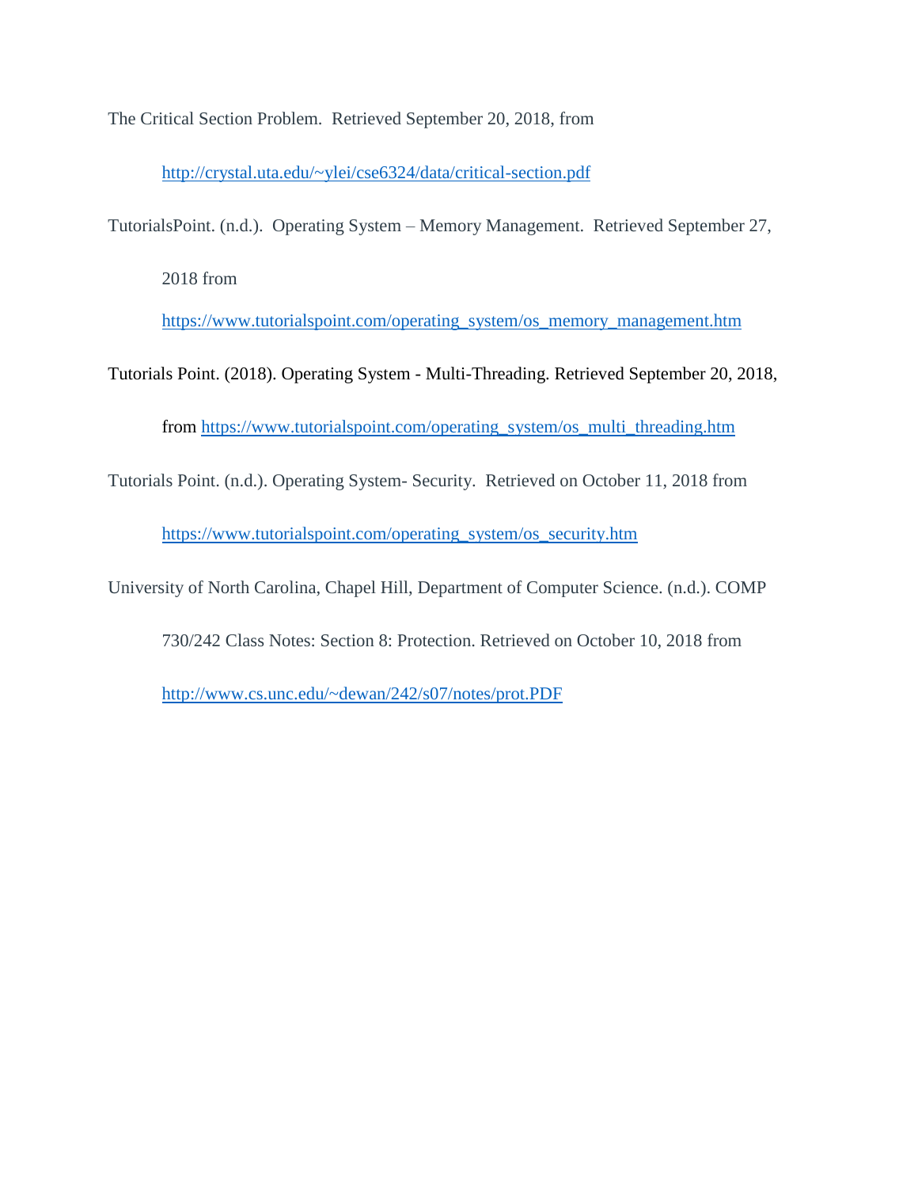The Critical Section Problem. Retrieved September 20, 2018, from

http://crystal.uta.edu/~ylei/cse6324/data/critical-section.pdf

TutorialsPoint. (n.d.). Operating System – Memory Management. Retrieved September 27, 2018 from

https://www.tutorialspoint.com/operating_system/os_memory_management.htm

Tutorials Point. (2018). Operating System - Multi-Threading. Retrieved September 20, 2018, from https://www.tutorialspoint.com/operating_system/os_multi_threading.htm

Tutorials Point. (n.d.). Operating System- Security. Retrieved on October 11, 2018 from

https://www.tutorialspoint.com/operating_system/os_security.htm

University of North Carolina, Chapel Hill, Department of Computer Science. (n.d.). COMP 730/242 Class Notes: Section 8: Protection. Retrieved on October 10, 2018 from

http://www.cs.unc.edu/~dewan/242/s07/notes/prot.PDF